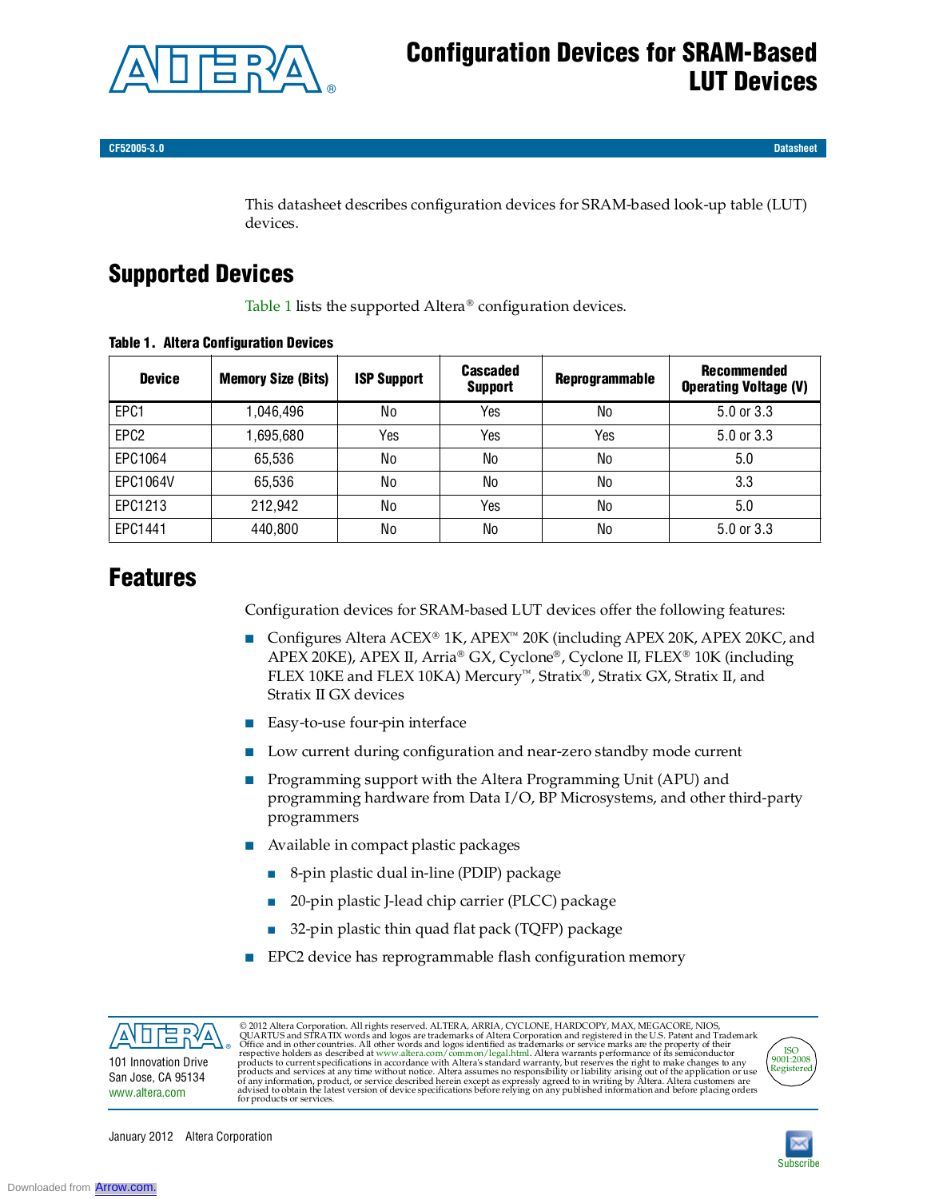# Configuration Devices for SRAM-Based LUT Devices

CF52005-3.0

Datasheet

This datasheet describes configuration devices for SRAM-based look-up table (LUT) devices.

## Supported Devices

Table 1 lists the supported Altera® configuration devices.

**Table 1. Altera Configuration Devices**

| Device | Memory Size (Bits) | ISP Support | Cascaded Support | Reprogrammable | Recommended Operating Voltage (V) |
|---|---|---|---|---|---|
| EPC1 | 1,046,496 | No | Yes | No | 5.0 or 3.3 |
| EPC2 | 1,695,680 | Yes | Yes | Yes | 5.0 or 3.3 |
| EPC1064 | 65,536 | No | No | No | 5.0 |
| EPC1064V | 65,536 | No | No | No | 3.3 |
| EPC1213 | 212,942 | No | Yes | No | 5.0 |
| EPC1441 | 440,800 | No | No | No | 5.0 or 3.3 |

## Features

Configuration devices for SRAM-based LUT devices offer the following features:

- Configures Altera ACEX® 1K, APEX™ 20K (including APEX 20K, APEX 20KC, and APEX 20KE), APEX II, Arria® GX, Cyclone®, Cyclone II, FLEX® 10K (including FLEX 10KE and FLEX 10KA) Mercury™, Stratix®, Stratix GX, Stratix II, and Stratix II GX devices
- Easy-to-use four-pin interface
- Low current during configuration and near-zero standby mode current
- Programming support with the Altera Programming Unit (APU) and programming hardware from Data I/O, BP Microsystems, and other third-party programmers
- Available in compact plastic packages
  - 8-pin plastic dual in-line (PDIP) package
  - 20-pin plastic J-lead chip carrier (PLCC) package
  - 32-pin plastic thin quad flat pack (TQFP) package
- EPC2 device has reprogrammable flash configuration memory

© 2012 Altera Corporation. All rights reserved. ALTERA, ARRIA, CYCLONE, HARDCOPY, MAX, MEGACORE, NIOS, QUARTUS and STRATIX words and logos are trademarks of Altera Corporation and registered in the U.S. Patent and Trademark Office and in other countries. All other words and logos identified as trademarks or service marks are the property of their respective holders as described at www.altera.com/common/legal.html. Altera warrants performance of its semiconductor products to current specifications in accordance with Altera's standard warranty, but reserves the right to make changes to any products and services at any time without notice. Altera assumes no responsibility or liability arising out of the application or use of any information, product, or service described herein except as expressly agreed to in writing by Altera. Altera customers are advised to obtain the latest version of device specifications before relying on any published information and before placing orders for products or services.

101 Innovation Drive
San Jose, CA 95134
www.altera.com

ISO 9001:2008 Registered

January 2012 Altera Corporation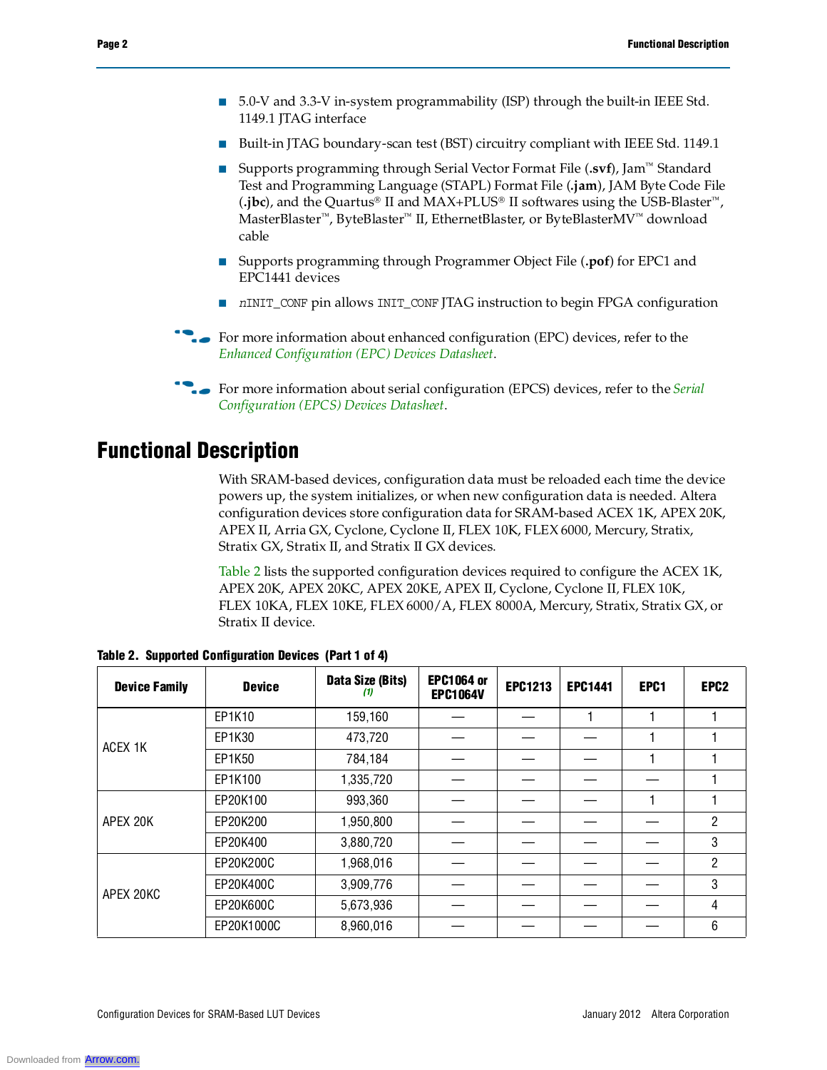- 5.0-V and 3.3-V in-system programmability (ISP) through the built-in IEEE Std. 1149.1 JTAG interface
- Built-in JTAG boundary-scan test (BST) circuitry compliant with IEEE Std. 1149.1
- Supports programming through Serial Vector Format File (**.svf**), Jam™ Standard Test and Programming Language (STAPL) Format File (**.jam**), JAM Byte Code File (**.jbc**), and the Quartus® II and MAX+PLUS® II softwares using the USB-Blaster™, MasterBlaster™, ByteBlaster™ II, EthernetBlaster, or ByteBlasterMV™ download cable
- Supports programming through Programmer Object File (**.pof**) for EPC1 and EPC1441 devices
- `nINIT_CONF` pin allows `INIT_CONF` JTAG instruction to begin FPGA configuration

For more information about enhanced configuration (EPC) devices, refer to the *Enhanced Configuration (EPC) Devices Datasheet*.

For more information about serial configuration (EPCS) devices, refer to the *Serial Configuration (EPCS) Devices Datasheet*.

# Functional Description

With SRAM-based devices, configuration data must be reloaded each time the device powers up, the system initializes, or when new configuration data is needed. Altera configuration devices store configuration data for SRAM-based ACEX 1K, APEX 20K, APEX II, Arria GX, Cyclone, Cyclone II, FLEX 10K, FLEX 6000, Mercury, Stratix, Stratix GX, Stratix II, and Stratix II GX devices.

Table 2 lists the supported configuration devices required to configure the ACEX 1K, APEX 20K, APEX 20KC, APEX 20KE, APEX II, Cyclone, Cyclone II, FLEX 10K, FLEX 10KA, FLEX 10KE, FLEX 6000/A, FLEX 8000A, Mercury, Stratix, Stratix GX, or Stratix II device.

**Table 2. Supported Configuration Devices (Part 1 of 4)**

| Device Family | Device | Data Size (Bits) (1) | EPC1064 or EPC1064V | EPC1213 | EPC1441 | EPC1 | EPC2 |
|---|---|---|---|---|---|---|---|
| ACEX 1K | EP1K10 | 159,160 | — | — | 1 | 1 | 1 |
| | EP1K30 | 473,720 | — | — | — | 1 | 1 |
| | EP1K50 | 784,184 | — | — | — | 1 | 1 |
| | EP1K100 | 1,335,720 | — | — | — | — | 1 |
| APEX 20K | EP20K100 | 993,360 | — | — | — | 1 | 1 |
| | EP20K200 | 1,950,800 | — | — | — | — | 2 |
| | EP20K400 | 3,880,720 | — | — | — | — | 3 |
| APEX 20KC | EP20K200C | 1,968,016 | — | — | — | — | 2 |
| | EP20K400C | 3,909,776 | — | — | — | — | 3 |
| | EP20K600C | 5,673,936 | — | — | — | — | 4 |
| | EP20K1000C | 8,960,016 | — | — | — | — | 6 |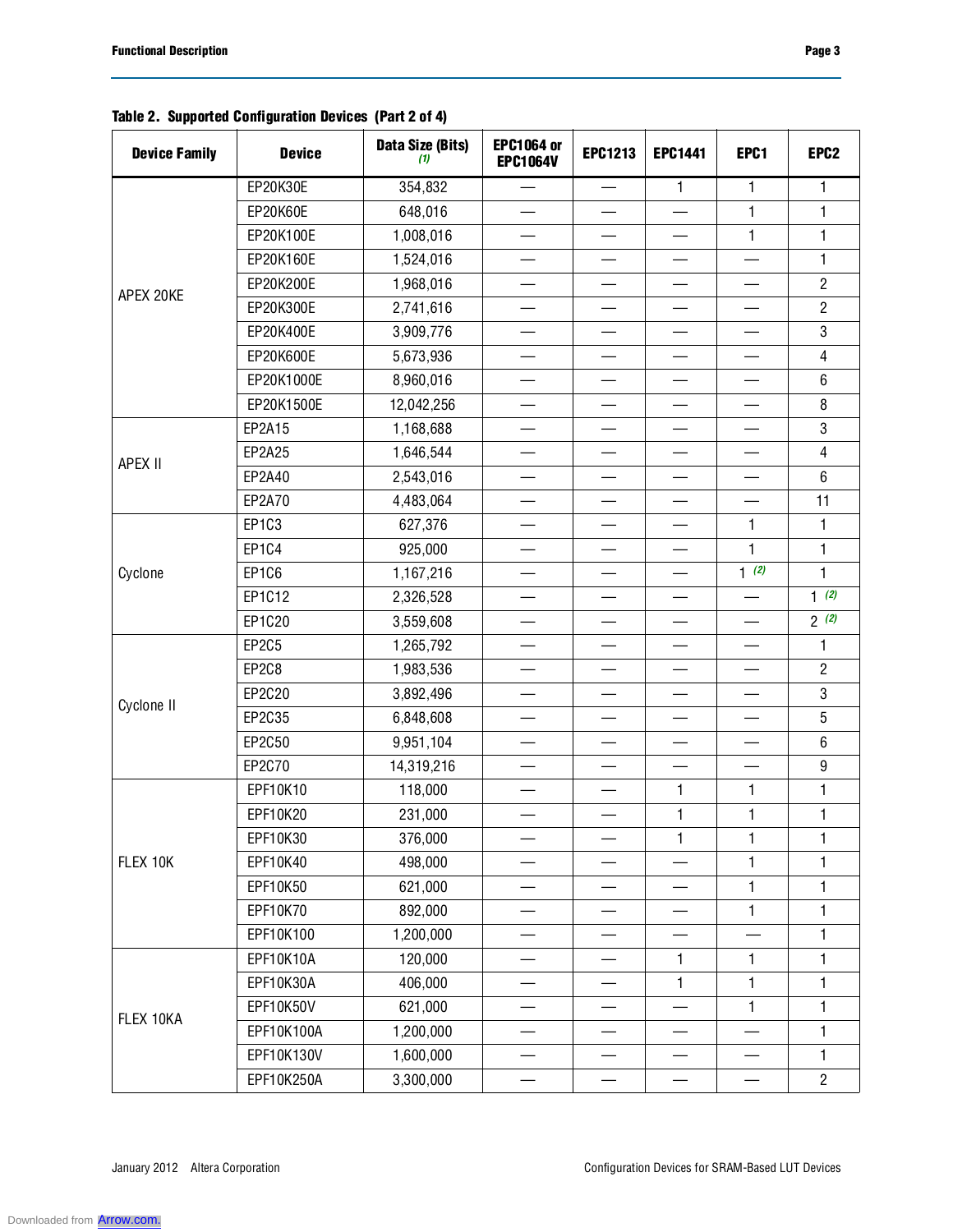**Table 2. Supported Configuration Devices (Part 2 of 4)**

| Device Family | Device | Data Size (Bits) (1) | EPC1064 or EPC1064V | EPC1213 | EPC1441 | EPC1 | EPC2 |
|---|---|---|---|---|---|---|---|
| APEX 20KE | EP20K30E | 354,832 | — | — | 1 | 1 | 1 |
| | EP20K60E | 648,016 | — | — | — | 1 | 1 |
| | EP20K100E | 1,008,016 | — | — | — | 1 | 1 |
| | EP20K160E | 1,524,016 | — | — | — | — | 1 |
| | EP20K200E | 1,968,016 | — | — | — | — | 2 |
| | EP20K300E | 2,741,616 | — | — | — | — | 2 |
| | EP20K400E | 3,909,776 | — | — | — | — | 3 |
| | EP20K600E | 5,673,936 | — | — | — | — | 4 |
| | EP20K1000E | 8,960,016 | — | — | — | — | 6 |
| | EP20K1500E | 12,042,256 | — | — | — | — | 8 |
| APEX II | EP2A15 | 1,168,688 | — | — | — | — | 3 |
| | EP2A25 | 1,646,544 | — | — | — | — | 4 |
| | EP2A40 | 2,543,016 | — | — | — | — | 6 |
| | EP2A70 | 4,483,064 | — | — | — | — | 11 |
| Cyclone | EP1C3 | 627,376 | — | — | — | 1 | 1 |
| | EP1C4 | 925,000 | — | — | — | 1 | 1 |
| | EP1C6 | 1,167,216 | — | — | — | 1 (2) | 1 |
| | EP1C12 | 2,326,528 | — | — | — | — | 1 (2) |
| | EP1C20 | 3,559,608 | — | — | — | — | 2 (2) |
| Cyclone II | EP2C5 | 1,265,792 | — | — | — | — | 1 |
| | EP2C8 | 1,983,536 | — | — | — | — | 2 |
| | EP2C20 | 3,892,496 | — | — | — | — | 3 |
| | EP2C35 | 6,848,608 | — | — | — | — | 5 |
| | EP2C50 | 9,951,104 | — | — | — | — | 6 |
| | EP2C70 | 14,319,216 | — | — | — | — | 9 |
| FLEX 10K | EPF10K10 | 118,000 | — | — | 1 | 1 | 1 |
| | EPF10K20 | 231,000 | — | — | 1 | 1 | 1 |
| | EPF10K30 | 376,000 | — | — | 1 | 1 | 1 |
| | EPF10K40 | 498,000 | — | — | — | 1 | 1 |
| | EPF10K50 | 621,000 | — | — | — | 1 | 1 |
| | EPF10K70 | 892,000 | — | — | — | 1 | 1 |
| | EPF10K100 | 1,200,000 | — | — | — | — | 1 |
| FLEX 10KA | EPF10K10A | 120,000 | — | — | 1 | 1 | 1 |
| | EPF10K30A | 406,000 | — | — | 1 | 1 | 1 |
| | EPF10K50V | 621,000 | — | — | — | 1 | 1 |
| | EPF10K100A | 1,200,000 | — | — | — | — | 1 |
| | EPF10K130V | 1,600,000 | — | — | — | — | 1 |
| | EPF10K250A | 3,300,000 | — | — | — | — | 2 |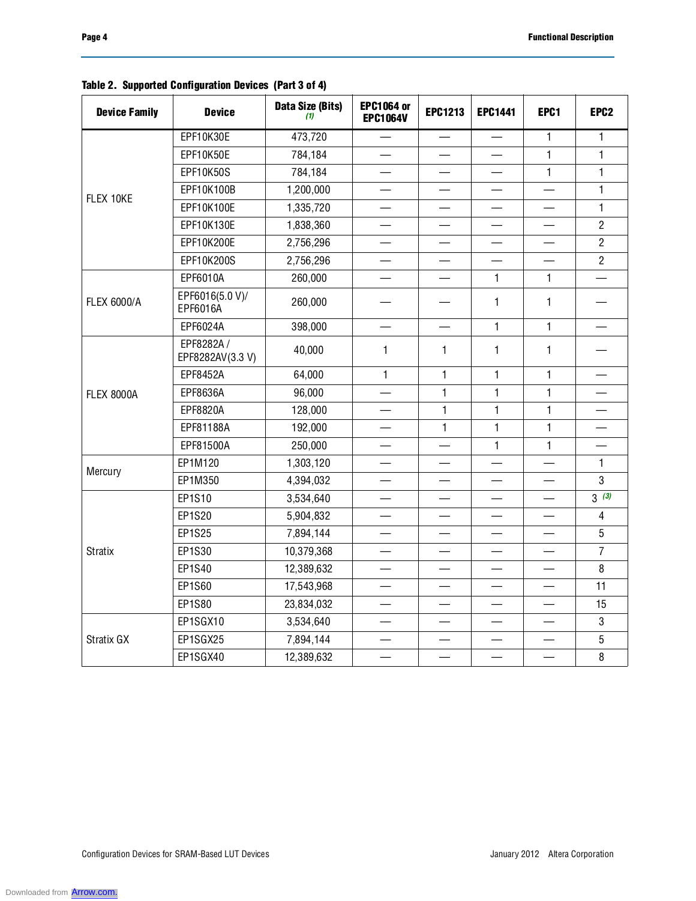**Table 2. Supported Configuration Devices (Part 3 of 4)**

| Device Family | Device | Data Size (Bits) (1) | EPC1064 or EPC1064V | EPC1213 | EPC1441 | EPC1 | EPC2 |
|---|---|---|---|---|---|---|---|
| FLEX 10KE | EPF10K30E | 473,720 | — | — | — | 1 | 1 |
| | EPF10K50E | 784,184 | — | — | — | 1 | 1 |
| | EPF10K50S | 784,184 | — | — | — | 1 | 1 |
| | EPF10K100B | 1,200,000 | — | — | — | — | 1 |
| | EPF10K100E | 1,335,720 | — | — | — | — | 1 |
| | EPF10K130E | 1,838,360 | — | — | — | — | 2 |
| | EPF10K200E | 2,756,296 | — | — | — | — | 2 |
| | EPF10K200S | 2,756,296 | — | — | — | — | 2 |
| FLEX 6000/A | EPF6010A | 260,000 | — | — | 1 | 1 | — |
| | EPF6016(5.0 V)/ EPF6016A | 260,000 | — | — | 1 | 1 | — |
| | EPF6024A | 398,000 | — | — | 1 | 1 | — |
| FLEX 8000A | EPF8282A / EPF8282AV(3.3 V) | 40,000 | 1 | 1 | 1 | 1 | — |
| | EPF8452A | 64,000 | 1 | 1 | 1 | 1 | — |
| | EPF8636A | 96,000 | — | 1 | 1 | 1 | — |
| | EPF8820A | 128,000 | — | 1 | 1 | 1 | — |
| | EPF81188A | 192,000 | — | 1 | 1 | 1 | — |
| | EPF81500A | 250,000 | — | — | 1 | 1 | — |
| Mercury | EP1M120 | 1,303,120 | — | — | — | — | 1 |
| | EP1M350 | 4,394,032 | — | — | — | — | 3 |
| Stratix | EP1S10 | 3,534,640 | — | — | — | — | 3 (3) |
| | EP1S20 | 5,904,832 | — | — | — | — | 4 |
| | EP1S25 | 7,894,144 | — | — | — | — | 5 |
| | EP1S30 | 10,379,368 | — | — | — | — | 7 |
| | EP1S40 | 12,389,632 | — | — | — | — | 8 |
| | EP1S60 | 17,543,968 | — | — | — | — | 11 |
| | EP1S80 | 23,834,032 | — | — | — | — | 15 |
| Stratix GX | EP1SGX10 | 3,534,640 | — | — | — | — | 3 |
| | EP1SGX25 | 7,894,144 | — | — | — | — | 5 |
| | EP1SGX40 | 12,389,632 | — | — | — | — | 8 |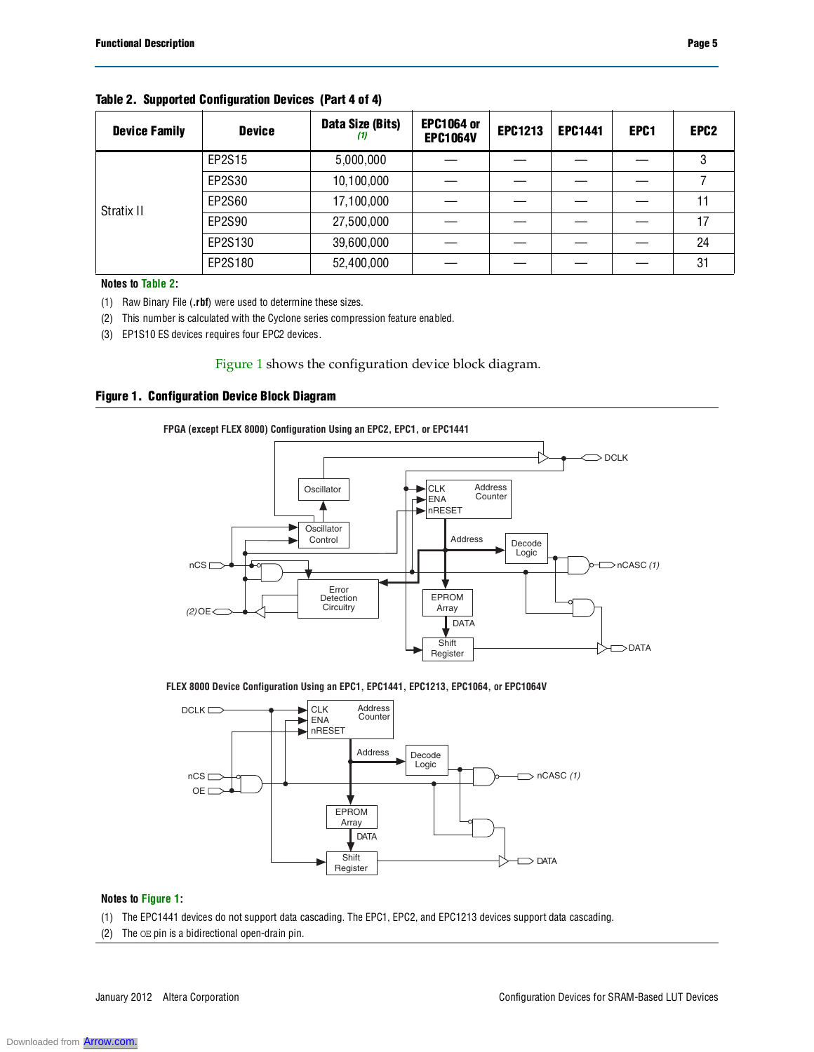**Table 2. Supported Configuration Devices (Part 4 of 4)**

| Device Family | Device | Data Size (Bits) *(1)* | EPC1064 or EPC1064V | EPC1213 | EPC1441 | EPC1 | EPC2 |
|---|---|---|---|---|---|---|---|
| Stratix II | EP2S15 | 5,000,000 | — | — | — | — | 3 |
| | EP2S30 | 10,100,000 | — | — | — | — | 7 |
| | EP2S60 | 17,100,000 | — | — | — | — | 11 |
| | EP2S90 | 27,500,000 | — | — | — | — | 17 |
| | EP2S130 | 39,600,000 | — | — | — | — | 24 |
| | EP2S180 | 52,400,000 | — | — | — | — | 31 |

**Notes to Table 2:**

(1) Raw Binary File (**.rbf**) were used to determine these sizes.

(2) This number is calculated with the Cyclone series compression feature enabled.

(3) EP1S10 ES devices requires four EPC2 devices.

Figure 1 shows the configuration device block diagram.

**Figure 1. Configuration Device Block Diagram**

FPGA (except FLEX 8000) Configuration Using an EPC2, EPC1, or EPC1441

FLEX 8000 Device Configuration Using an EPC1, EPC1441, EPC1213, EPC1064, or EPC1064V

**Notes to Figure 1:**

(1) The EPC1441 devices do not support data cascading. The EPC1, EPC2, and EPC1213 devices support data cascading.

(2) The OE pin is a bidirectional open-drain pin.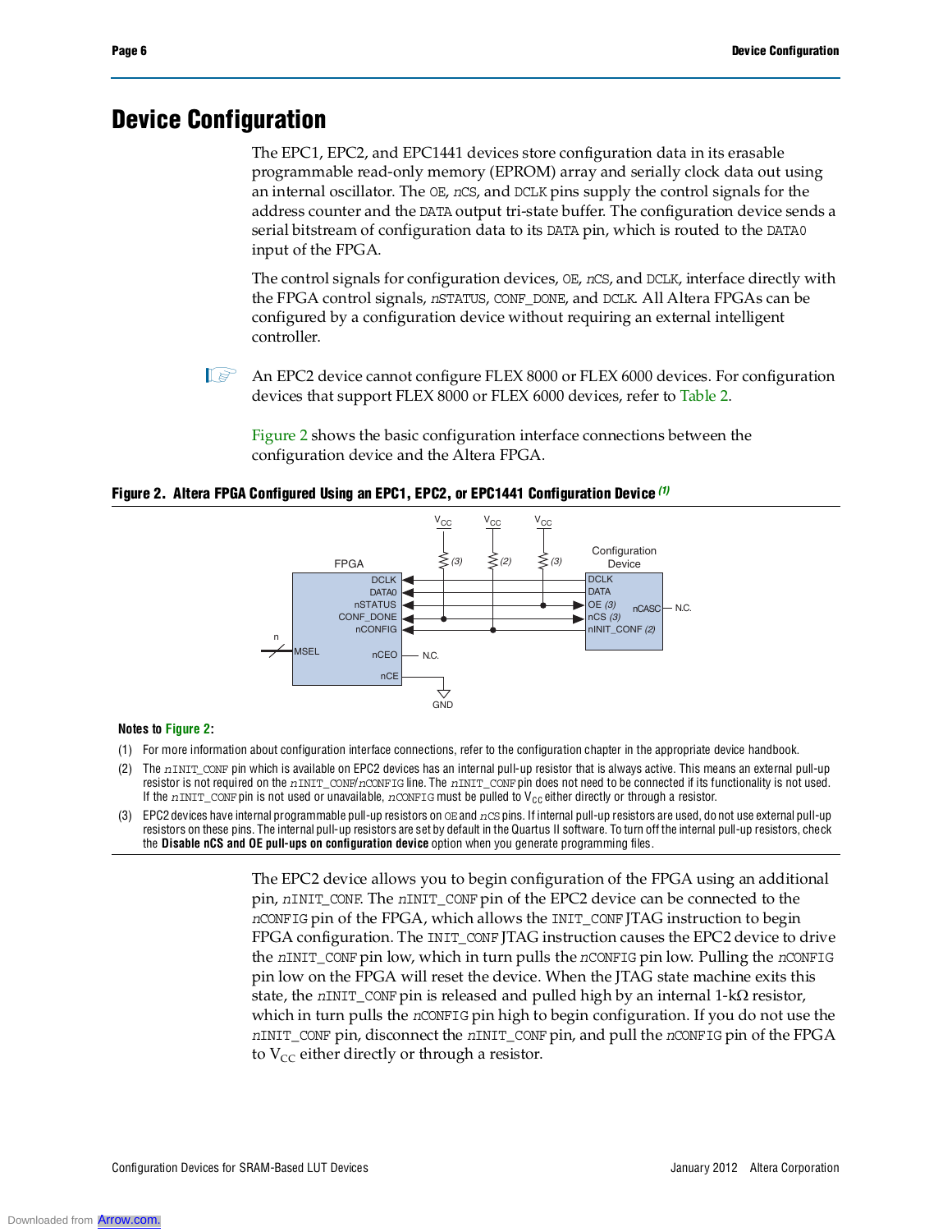# Device Configuration

The EPC1, EPC2, and EPC1441 devices store configuration data in its erasable programmable read-only memory (EPROM) array and serially clock data out using an internal oscillator. The OE, *n*CS, and DCLK pins supply the control signals for the address counter and the DATA output tri-state buffer. The configuration device sends a serial bitstream of configuration data to its DATA pin, which is routed to the DATA0 input of the FPGA.

The control signals for configuration devices, OE, *n*CS, and DCLK, interface directly with the FPGA control signals, *n*STATUS, CONF_DONE, and DCLK. All Altera FPGAs can be configured by a configuration device without requiring an external intelligent controller.

An EPC2 device cannot configure FLEX 8000 or FLEX 6000 devices. For configuration devices that support FLEX 8000 or FLEX 6000 devices, refer to Table 2.

Figure 2 shows the basic configuration interface connections between the configuration device and the Altera FPGA.

**Figure 2. Altera FPGA Configured Using an EPC1, EPC2, or EPC1441 Configuration Device** *(1)*

**Notes to Figure 2:**

(1) For more information about configuration interface connections, refer to the configuration chapter in the appropriate device handbook.

(2) The *n*INIT_CONF pin which is available on EPC2 devices has an internal pull-up resistor that is always active. This means an external pull-up resistor is not required on the *n*INIT_CONF/*n*CONFIG line. The *n*INIT_CONF pin does not need to be connected if its functionality is not used. If the *n*INIT_CONF pin is not used or unavailable, *n*CONFIG must be pulled to $V_{CC}$ either directly or through a resistor.

(3) EPC2 devices have internal programmable pull-up resistors on OE and *n*CS pins. If internal pull-up resistors are used, do not use external pull-up resistors on these pins. The internal pull-up resistors are set by default in the Quartus II software. To turn off the internal pull-up resistors, check the **Disable nCS and OE pull-ups on configuration device** option when you generate programming files.

The EPC2 device allows you to begin configuration of the FPGA using an additional pin, *n*INIT_CONF. The *n*INIT_CONF pin of the EPC2 device can be connected to the *n*CONFIG pin of the FPGA, which allows the INIT_CONF JTAG instruction to begin FPGA configuration. The INIT_CONF JTAG instruction causes the EPC2 device to drive the *n*INIT_CONF pin low, which in turn pulls the *n*CONFIG pin low. Pulling the *n*CONFIG pin low on the FPGA will reset the device. When the JTAG state machine exits this state, the *n*INIT_CONF pin is released and pulled high by an internal 1-kΩ resistor, which in turn pulls the *n*CONFIG pin high to begin configuration. If you do not use the *n*INIT_CONF pin, disconnect the *n*INIT_CONF pin, and pull the *n*CONFIG pin of the FPGA to $V_{CC}$ either directly or through a resistor.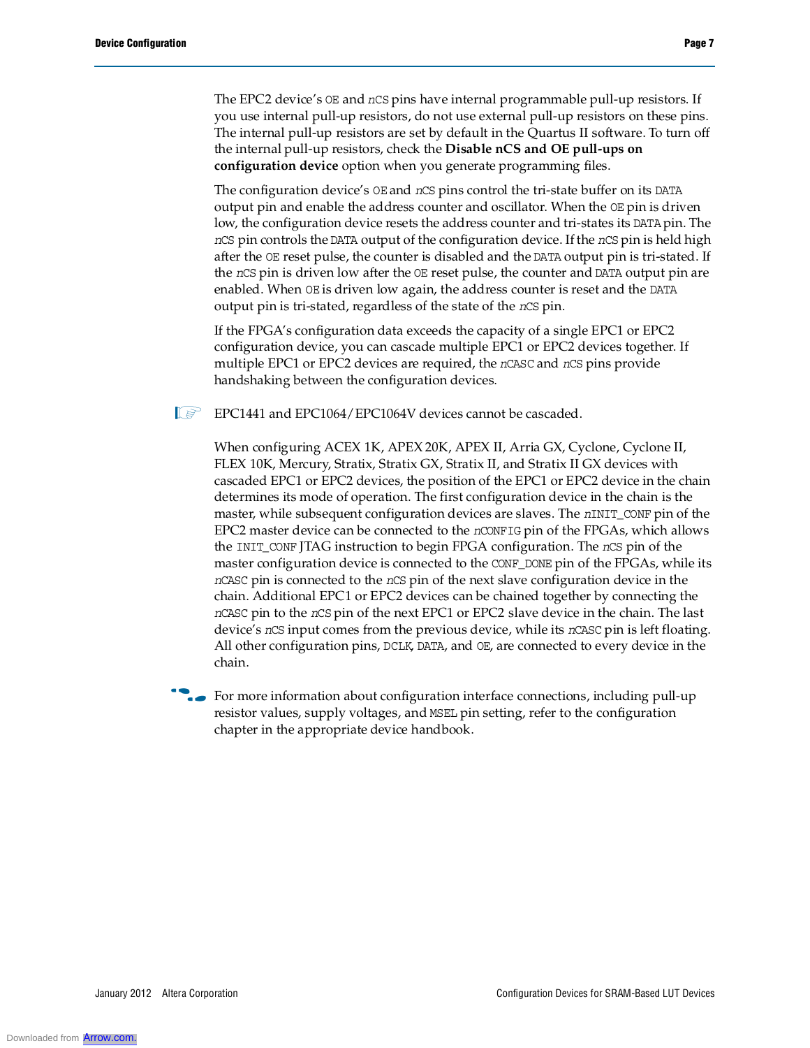The EPC2 device's OE and nCS pins have internal programmable pull-up resistors. If you use internal pull-up resistors, do not use external pull-up resistors on these pins. The internal pull-up resistors are set by default in the Quartus II software. To turn off the internal pull-up resistors, check the **Disable nCS and OE pull-ups on configuration device** option when you generate programming files.

The configuration device's OE and nCS pins control the tri-state buffer on its DATA output pin and enable the address counter and oscillator. When the OE pin is driven low, the configuration device resets the address counter and tri-states its DATA pin. The nCS pin controls the DATA output of the configuration device. If the nCS pin is held high after the OE reset pulse, the counter is disabled and the DATA output pin is tri-stated. If the nCS pin is driven low after the OE reset pulse, the counter and DATA output pin are enabled. When OE is driven low again, the address counter is reset and the DATA output pin is tri-stated, regardless of the state of the nCS pin.

If the FPGA's configuration data exceeds the capacity of a single EPC1 or EPC2 configuration device, you can cascade multiple EPC1 or EPC2 devices together. If multiple EPC1 or EPC2 devices are required, the nCASC and nCS pins provide handshaking between the configuration devices.

EPC1441 and EPC1064/EPC1064V devices cannot be cascaded.

When configuring ACEX 1K, APEX 20K, APEX II, Arria GX, Cyclone, Cyclone II, FLEX 10K, Mercury, Stratix, Stratix GX, Stratix II, and Stratix II GX devices with cascaded EPC1 or EPC2 devices, the position of the EPC1 or EPC2 device in the chain determines its mode of operation. The first configuration device in the chain is the master, while subsequent configuration devices are slaves. The nINIT_CONF pin of the EPC2 master device can be connected to the nCONFIG pin of the FPGAs, which allows the INIT_CONF JTAG instruction to begin FPGA configuration. The nCS pin of the master configuration device is connected to the CONF_DONE pin of the FPGAs, while its nCASC pin is connected to the nCS pin of the next slave configuration device in the chain. Additional EPC1 or EPC2 devices can be chained together by connecting the nCASC pin to the nCS pin of the next EPC1 or EPC2 slave device in the chain. The last device's nCS input comes from the previous device, while its nCASC pin is left floating. All other configuration pins, DCLK, DATA, and OE, are connected to every device in the chain.

For more information about configuration interface connections, including pull-up resistor values, supply voltages, and MSEL pin setting, refer to the configuration chapter in the appropriate device handbook.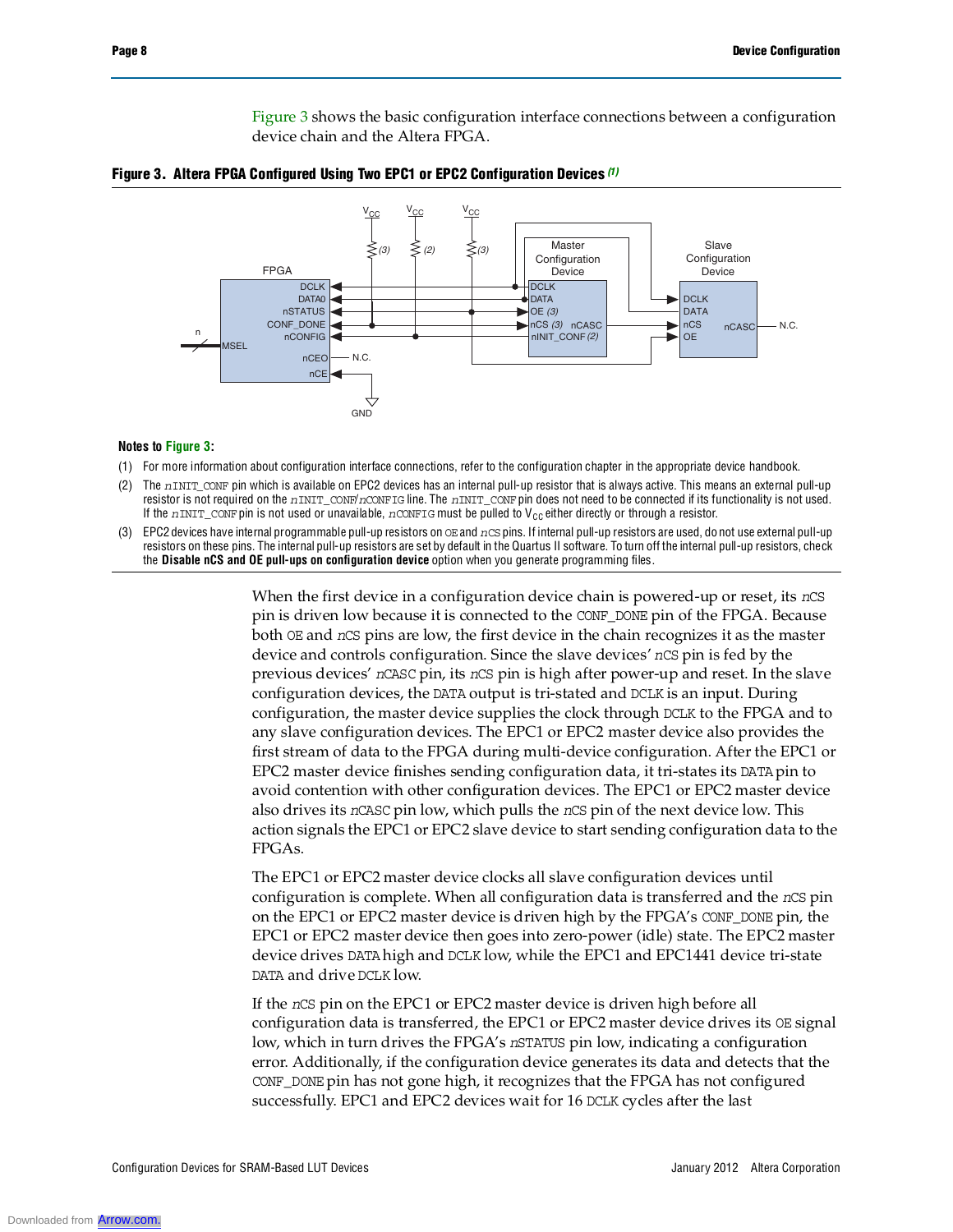Figure 3 shows the basic configuration interface connections between a configuration device chain and the Altera FPGA.

**Figure 3. Altera FPGA Configured Using Two EPC1 or EPC2 Configuration Devices** *(1)*

**Notes to Figure 3:**

(1) For more information about configuration interface connections, refer to the configuration chapter in the appropriate device handbook.

(2) The nINIT_CONF pin which is available on EPC2 devices has an internal pull-up resistor that is always active. This means an external pull-up resistor is not required on the nINIT_CONF/nCONFIG line. The nINIT_CONF pin does not need to be connected if its functionality is not used. If the nINIT_CONF pin is not used or unavailable, nCONFIG must be pulled to $V_{CC}$ either directly or through a resistor.

(3) EPC2 devices have internal programmable pull-up resistors on OE and nCS pins. If internal pull-up resistors are used, do not use external pull-up resistors on these pins. The internal pull-up resistors are set by default in the Quartus II software. To turn off the internal pull-up resistors, check the **Disable nCS and OE pull-ups on configuration device** option when you generate programming files.

When the first device in a configuration device chain is powered-up or reset, its nCS pin is driven low because it is connected to the CONF_DONE pin of the FPGA. Because both OE and nCS pins are low, the first device in the chain recognizes it as the master device and controls configuration. Since the slave devices' nCS pin is fed by the previous devices' nCASC pin, its nCS pin is high after power-up and reset. In the slave configuration devices, the DATA output is tri-stated and DCLK is an input. During configuration, the master device supplies the clock through DCLK to the FPGA and to any slave configuration devices. The EPC1 or EPC2 master device also provides the first stream of data to the FPGA during multi-device configuration. After the EPC1 or EPC2 master device finishes sending configuration data, it tri-states its DATA pin to avoid contention with other configuration devices. The EPC1 or EPC2 master device also drives its nCASC pin low, which pulls the nCS pin of the next device low. This action signals the EPC1 or EPC2 slave device to start sending configuration data to the FPGAs.

The EPC1 or EPC2 master device clocks all slave configuration devices until configuration is complete. When all configuration data is transferred and the nCS pin on the EPC1 or EPC2 master device is driven high by the FPGA's CONF_DONE pin, the EPC1 or EPC2 master device then goes into zero-power (idle) state. The EPC2 master device drives DATA high and DCLK low, while the EPC1 and EPC1441 device tri-state DATA and drive DCLK low.

If the nCS pin on the EPC1 or EPC2 master device is driven high before all configuration data is transferred, the EPC1 or EPC2 master device drives its OE signal low, which in turn drives the FPGA's nSTATUS pin low, indicating a configuration error. Additionally, if the configuration device generates its data and detects that the CONF_DONE pin has not gone high, it recognizes that the FPGA has not configured successfully. EPC1 and EPC2 devices wait for 16 DCLK cycles after the last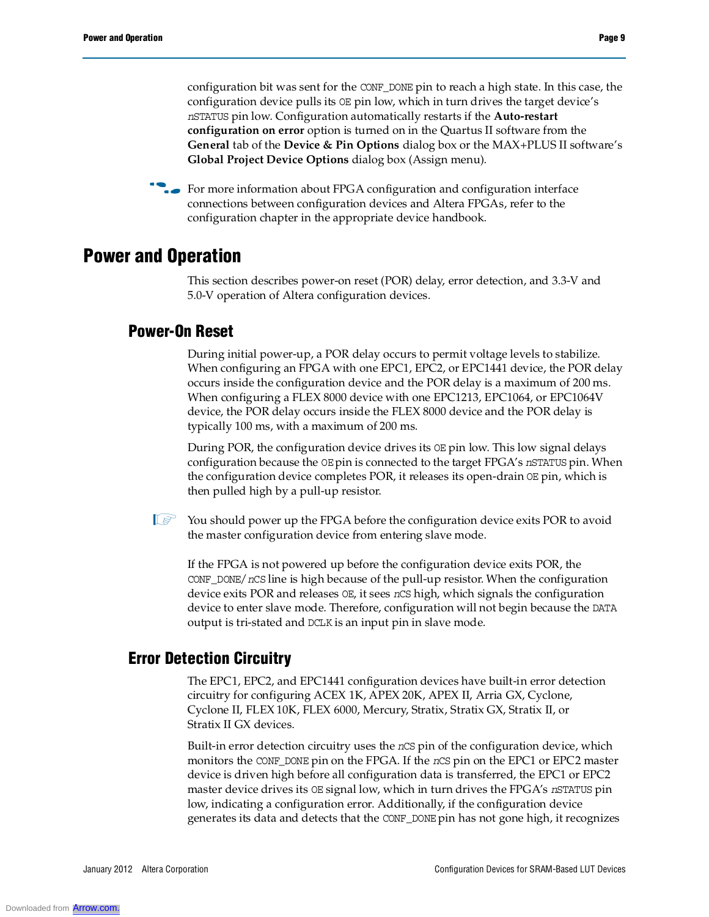configuration bit was sent for the CONF_DONE pin to reach a high state. In this case, the configuration device pulls its OE pin low, which in turn drives the target device's *n*STATUS pin low. Configuration automatically restarts if the **Auto-restart configuration on error** option is turned on in the Quartus II software from the **General** tab of the **Device & Pin Options** dialog box or the MAX+PLUS II software's **Global Project Device Options** dialog box (Assign menu).

For more information about FPGA configuration and configuration interface connections between configuration devices and Altera FPGAs, refer to the configuration chapter in the appropriate device handbook.

# Power and Operation

This section describes power-on reset (POR) delay, error detection, and 3.3-V and 5.0-V operation of Altera configuration devices.

## Power-On Reset

During initial power-up, a POR delay occurs to permit voltage levels to stabilize. When configuring an FPGA with one EPC1, EPC2, or EPC1441 device, the POR delay occurs inside the configuration device and the POR delay is a maximum of 200 ms. When configuring a FLEX 8000 device with one EPC1213, EPC1064, or EPC1064V device, the POR delay occurs inside the FLEX 8000 device and the POR delay is typically 100 ms, with a maximum of 200 ms.

During POR, the configuration device drives its OE pin low. This low signal delays configuration because the OE pin is connected to the target FPGA's *n*STATUS pin. When the configuration device completes POR, it releases its open-drain OE pin, which is then pulled high by a pull-up resistor.

You should power up the FPGA before the configuration device exits POR to avoid the master configuration device from entering slave mode.

If the FPGA is not powered up before the configuration device exits POR, the CONF_DONE/*n*CS line is high because of the pull-up resistor. When the configuration device exits POR and releases OE, it sees *n*CS high, which signals the configuration device to enter slave mode. Therefore, configuration will not begin because the DATA output is tri-stated and DCLK is an input pin in slave mode.

## Error Detection Circuitry

The EPC1, EPC2, and EPC1441 configuration devices have built-in error detection circuitry for configuring ACEX 1K, APEX 20K, APEX II, Arria GX, Cyclone, Cyclone II, FLEX 10K, FLEX 6000, Mercury, Stratix, Stratix GX, Stratix II, or Stratix II GX devices.

Built-in error detection circuitry uses the *n*CS pin of the configuration device, which monitors the CONF_DONE pin on the FPGA. If the *n*CS pin on the EPC1 or EPC2 master device is driven high before all configuration data is transferred, the EPC1 or EPC2 master device drives its OE signal low, which in turn drives the FPGA's *n*STATUS pin low, indicating a configuration error. Additionally, if the configuration device generates its data and detects that the CONF_DONE pin has not gone high, it recognizes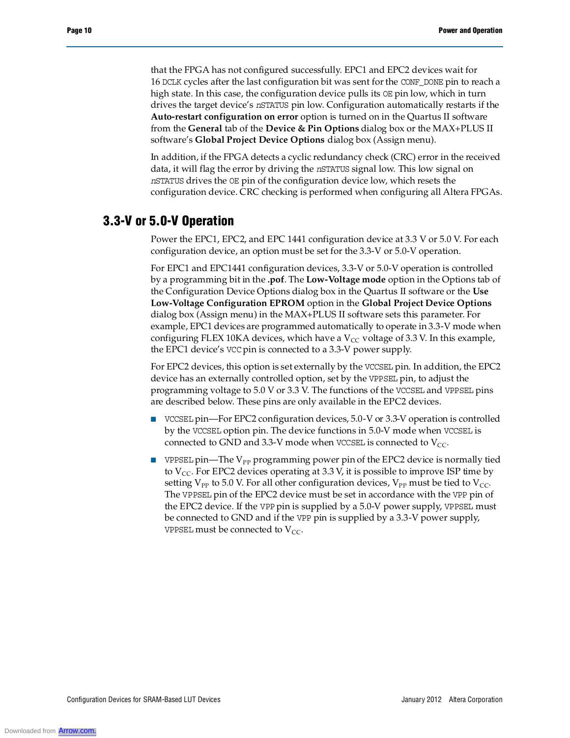that the FPGA has not configured successfully. EPC1 and EPC2 devices wait for 16 DCLK cycles after the last configuration bit was sent for the CONF_DONE pin to reach a high state. In this case, the configuration device pulls its OE pin low, which in turn drives the target device's nSTATUS pin low. Configuration automatically restarts if the **Auto-restart configuration on error** option is turned on in the Quartus II software from the **General** tab of the **Device & Pin Options** dialog box or the MAX+PLUS II software's **Global Project Device Options** dialog box (Assign menu).

In addition, if the FPGA detects a cyclic redundancy check (CRC) error in the received data, it will flag the error by driving the nSTATUS signal low. This low signal on nSTATUS drives the OE pin of the configuration device low, which resets the configuration device. CRC checking is performed when configuring all Altera FPGAs.

## 3.3-V or 5.0-V Operation

Power the EPC1, EPC2, and EPC 1441 configuration device at 3.3 V or 5.0 V. For each configuration device, an option must be set for the 3.3-V or 5.0-V operation.

For EPC1 and EPC1441 configuration devices, 3.3-V or 5.0-V operation is controlled by a programming bit in the **.pof**. The **Low-Voltage mode** option in the Options tab of the Configuration Device Options dialog box in the Quartus II software or the **Use Low-Voltage Configuration EPROM** option in the **Global Project Device Options** dialog box (Assign menu) in the MAX+PLUS II software sets this parameter. For example, EPC1 devices are programmed automatically to operate in 3.3-V mode when configuring FLEX 10KA devices, which have a $V_{CC}$ voltage of 3.3 V. In this example, the EPC1 device's VCC pin is connected to a 3.3-V power supply.

For EPC2 devices, this option is set externally by the VCCSEL pin. In addition, the EPC2 device has an externally controlled option, set by the VPPSEL pin, to adjust the programming voltage to 5.0 V or 3.3 V. The functions of the VCCSEL and VPPSEL pins are described below. These pins are only available in the EPC2 devices.

- VCCSEL pin—For EPC2 configuration devices, 5.0-V or 3.3-V operation is controlled by the VCCSEL option pin. The device functions in 5.0-V mode when VCCSEL is connected to GND and 3.3-V mode when VCCSEL is connected to $V_{CC}$.
- VPPSEL pin—The $V_{PP}$ programming power pin of the EPC2 device is normally tied to $V_{CC}$. For EPC2 devices operating at 3.3 V, it is possible to improve ISP time by setting $V_{PP}$ to 5.0 V. For all other configuration devices, $V_{PP}$ must be tied to $V_{CC}$. The VPPSEL pin of the EPC2 device must be set in accordance with the VPP pin of the EPC2 device. If the VPP pin is supplied by a 5.0-V power supply, VPPSEL must be connected to GND and if the VPP pin is supplied by a 3.3-V power supply, VPPSEL must be connected to $V_{CC}$.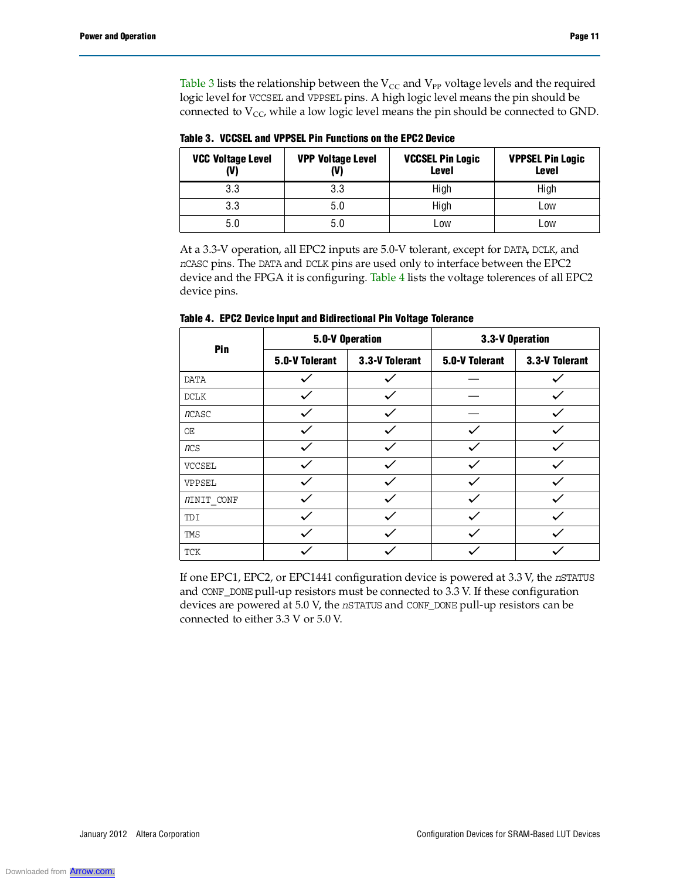Table 3 lists the relationship between the $V_{CC}$ and $V_{PP}$ voltage levels and the required logic level for VCCSEL and VPPSEL pins. A high logic level means the pin should be connected to $V_{CC}$, while a low logic level means the pin should be connected to GND.

**Table 3. VCCSEL and VPPSEL Pin Functions on the EPC2 Device**

| VCC Voltage Level (V) | VPP Voltage Level (V) | VCCSEL Pin Logic Level | VPPSEL Pin Logic Level |
|---|---|---|---|
| 3.3 | 3.3 | High | High |
| 3.3 | 5.0 | High | Low |
| 5.0 | 5.0 | Low | Low |

At a 3.3-V operation, all EPC2 inputs are 5.0-V tolerant, except for DATA, DCLK, and *n*CASC pins. The DATA and DCLK pins are used only to interface between the EPC2 device and the FPGA it is configuring. Table 4 lists the voltage tolerences of all EPC2 device pins.

**Table 4. EPC2 Device Input and Bidirectional Pin Voltage Tolerance**

| Pin | 5.0-V Operation | | 3.3-V Operation | |
|---|---|---|---|---|
| | 5.0-V Tolerant | 3.3-V Tolerant | 5.0-V Tolerant | 3.3-V Tolerant |
| DATA | ✓ | ✓ | — | ✓ |
| DCLK | ✓ | ✓ | — | ✓ |
| *n*CASC | ✓ | ✓ | — | ✓ |
| OE | ✓ | ✓ | ✓ | ✓ |
| *n*CS | ✓ | ✓ | ✓ | ✓ |
| VCCSEL | ✓ | ✓ | ✓ | ✓ |
| VPPSEL | ✓ | ✓ | ✓ | ✓ |
| *n*INIT_CONF | ✓ | ✓ | ✓ | ✓ |
| TDI | ✓ | ✓ | ✓ | ✓ |
| TMS | ✓ | ✓ | ✓ | ✓ |
| TCK | ✓ | ✓ | ✓ | ✓ |

If one EPC1, EPC2, or EPC1441 configuration device is powered at 3.3 V, the *n*STATUS and CONF_DONE pull-up resistors must be connected to 3.3 V. If these configuration devices are powered at 5.0 V, the *n*STATUS and CONF_DONE pull-up resistors can be connected to either 3.3 V or 5.0 V.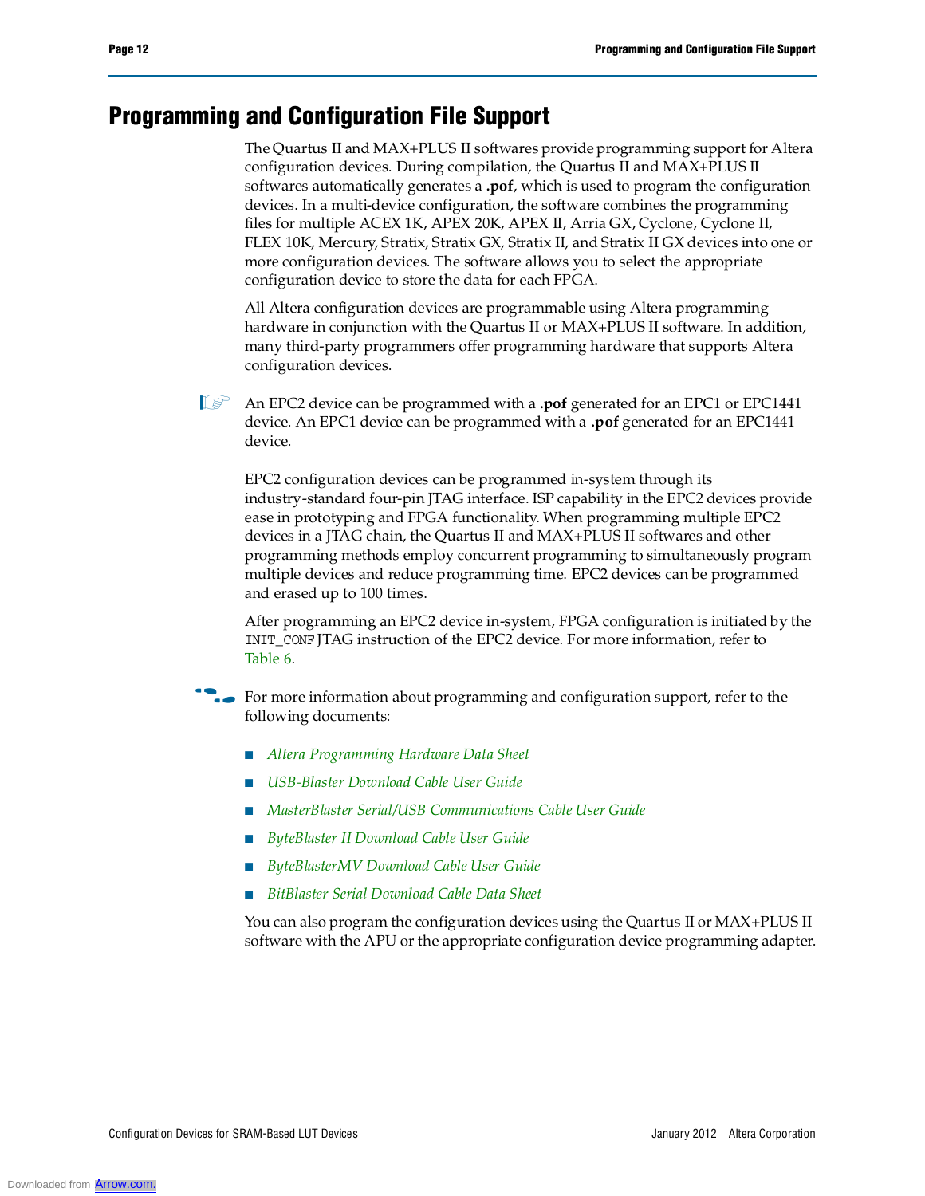# Programming and Configuration File Support

The Quartus II and MAX+PLUS II softwares provide programming support for Altera configuration devices. During compilation, the Quartus II and MAX+PLUS II softwares automatically generates a **.pof**, which is used to program the configuration devices. In a multi-device configuration, the software combines the programming files for multiple ACEX 1K, APEX 20K, APEX II, Arria GX, Cyclone, Cyclone II, FLEX 10K, Mercury, Stratix, Stratix GX, Stratix II, and Stratix II GX devices into one or more configuration devices. The software allows you to select the appropriate configuration device to store the data for each FPGA.

All Altera configuration devices are programmable using Altera programming hardware in conjunction with the Quartus II or MAX+PLUS II software. In addition, many third-party programmers offer programming hardware that supports Altera configuration devices.

An EPC2 device can be programmed with a **.pof** generated for an EPC1 or EPC1441 device. An EPC1 device can be programmed with a **.pof** generated for an EPC1441 device.

EPC2 configuration devices can be programmed in-system through its industry-standard four-pin JTAG interface. ISP capability in the EPC2 devices provide ease in prototyping and FPGA functionality. When programming multiple EPC2 devices in a JTAG chain, the Quartus II and MAX+PLUS II softwares and other programming methods employ concurrent programming to simultaneously program multiple devices and reduce programming time. EPC2 devices can be programmed and erased up to 100 times.

After programming an EPC2 device in-system, FPGA configuration is initiated by the `INIT_CONF` JTAG instruction of the EPC2 device. For more information, refer to Table 6.

For more information about programming and configuration support, refer to the following documents:

- *Altera Programming Hardware Data Sheet*
- *USB-Blaster Download Cable User Guide*
- *MasterBlaster Serial/USB Communications Cable User Guide*
- *ByteBlaster II Download Cable User Guide*
- *ByteBlasterMV Download Cable User Guide*
- *BitBlaster Serial Download Cable Data Sheet*

You can also program the configuration devices using the Quartus II or MAX+PLUS II software with the APU or the appropriate configuration device programming adapter.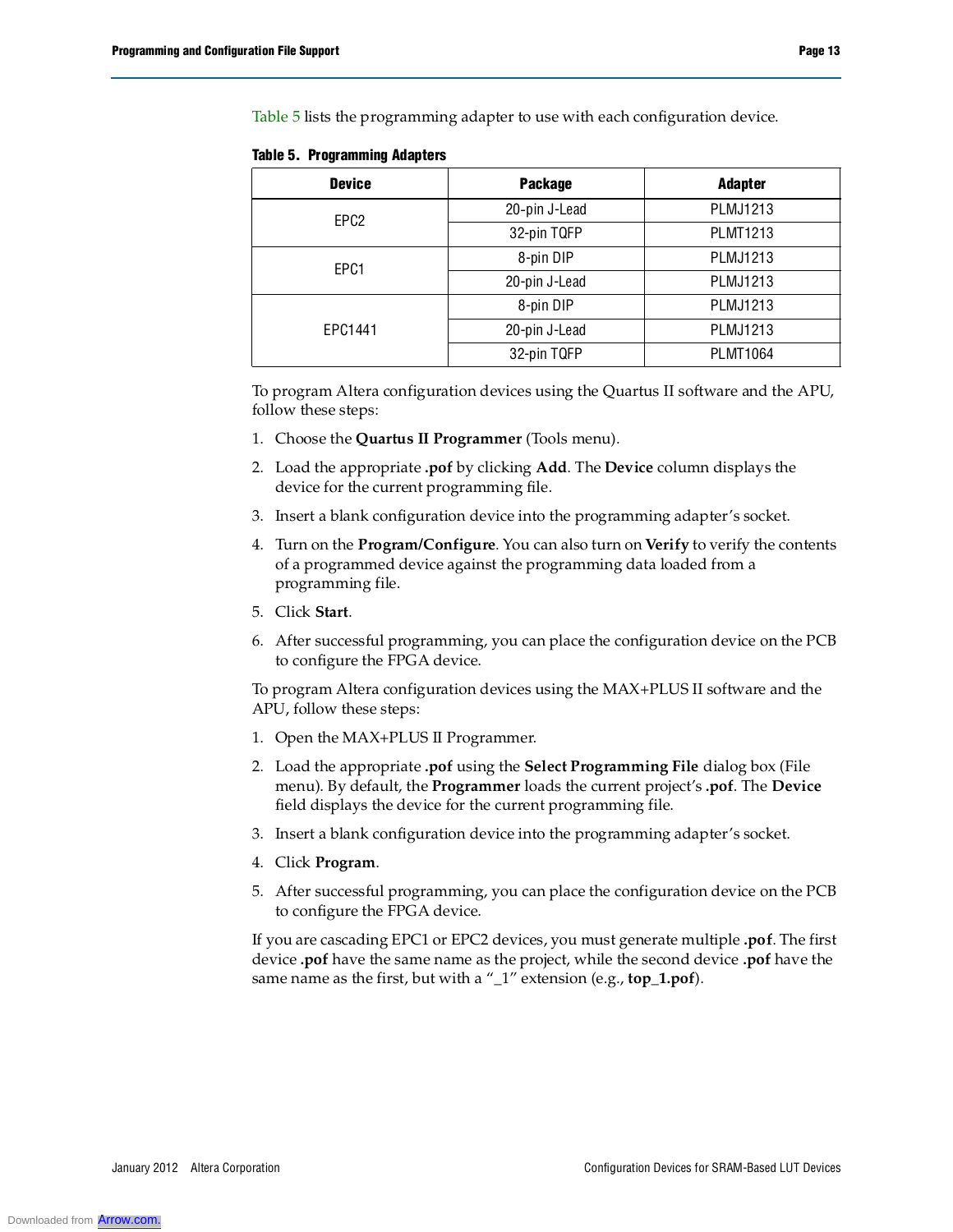Table 5 lists the programming adapter to use with each configuration device.

**Table 5. Programming Adapters**

| Device | Package | Adapter |
|---|---|---|
| EPC2 | 20-pin J-Lead | PLMJ1213 |
| | 32-pin TQFP | PLMT1213 |
| EPC1 | 8-pin DIP | PLMJ1213 |
| | 20-pin J-Lead | PLMJ1213 |
| EPC1441 | 8-pin DIP | PLMJ1213 |
| | 20-pin J-Lead | PLMJ1213 |
| | 32-pin TQFP | PLMT1064 |

To program Altera configuration devices using the Quartus II software and the APU, follow these steps:

1. Choose the **Quartus II Programmer** (Tools menu).
2. Load the appropriate **.pof** by clicking **Add**. The **Device** column displays the device for the current programming file.
3. Insert a blank configuration device into the programming adapter's socket.
4. Turn on the **Program/Configure**. You can also turn on **Verify** to verify the contents of a programmed device against the programming data loaded from a programming file.
5. Click **Start**.
6. After successful programming, you can place the configuration device on the PCB to configure the FPGA device.

To program Altera configuration devices using the MAX+PLUS II software and the APU, follow these steps:

1. Open the MAX+PLUS II Programmer.
2. Load the appropriate **.pof** using the **Select Programming File** dialog box (File menu). By default, the **Programmer** loads the current project's **.pof**. The **Device** field displays the device for the current programming file.
3. Insert a blank configuration device into the programming adapter's socket.
4. Click **Program**.
5. After successful programming, you can place the configuration device on the PCB to configure the FPGA device.

If you are cascading EPC1 or EPC2 devices, you must generate multiple **.pof**. The first device **.pof** have the same name as the project, while the second device **.pof** have the same name as the first, but with a "_1" extension (e.g., **top_1.pof**).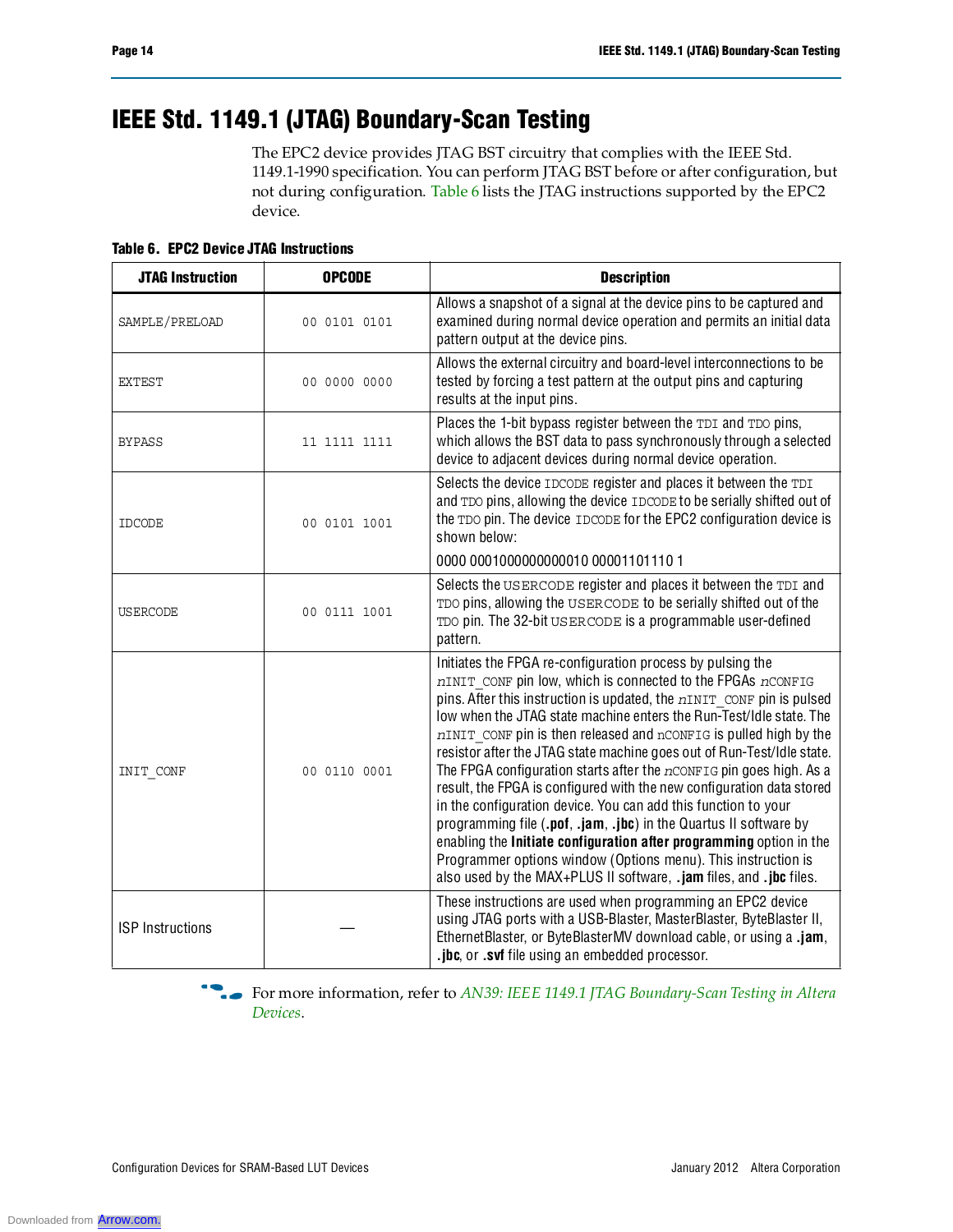# IEEE Std. 1149.1 (JTAG) Boundary-Scan Testing

The EPC2 device provides JTAG BST circuitry that complies with the IEEE Std. 1149.1-1990 specification. You can perform JTAG BST before or after configuration, but not during configuration. Table 6 lists the JTAG instructions supported by the EPC2 device.

**Table 6. EPC2 Device JTAG Instructions**

| JTAG Instruction | OPCODE | Description |
|---|---|---|
| SAMPLE/PRELOAD | 00 0101 0101 | Allows a snapshot of a signal at the device pins to be captured and examined during normal device operation and permits an initial data pattern output at the device pins. |
| EXTEST | 00 0000 0000 | Allows the external circuitry and board-level interconnections to be tested by forcing a test pattern at the output pins and capturing results at the input pins. |
| BYPASS | 11 1111 1111 | Places the 1-bit bypass register between the TDI and TDO pins, which allows the BST data to pass synchronously through a selected device to adjacent devices during normal device operation. |
| IDCODE | 00 0101 1001 | Selects the device IDCODE register and places it between the TDI and TDO pins, allowing the device IDCODE to be serially shifted out of the TDO pin. The device IDCODE for the EPC2 configuration device is shown below:<br>0000 0001000000000010 00001101110 1 |
| USERCODE | 00 0111 1001 | Selects the USERCODE register and places it between the TDI and TDO pins, allowing the USERCODE to be serially shifted out of the TDO pin. The 32-bit USERCODE is a programmable user-defined pattern. |
| INIT_CONF | 00 0110 0001 | Initiates the FPGA re-configuration process by pulsing the nINIT_CONF pin low, which is connected to the FPGAs nCONFIG pins. After this instruction is updated, the nINIT_CONF pin is pulsed low when the JTAG state machine enters the Run-Test/Idle state. The nINIT_CONF pin is then released and nCONFIG is pulled high by the resistor after the JTAG state machine goes out of Run-Test/Idle state. The FPGA configuration starts after the nCONFIG pin goes high. As a result, the FPGA is configured with the new configuration data stored in the configuration device. You can add this function to your programming file (**.pof**, **.jam**, **.jbc**) in the Quartus II software by enabling the **Initiate configuration after programming** option in the Programmer options window (Options menu). This instruction is also used by the MAX+PLUS II software, **.jam** files, and **.jbc** files. |
| ISP Instructions | — | These instructions are used when programming an EPC2 device using JTAG ports with a USB-Blaster, MasterBlaster, ByteBlaster II, EthernetBlaster, or ByteBlasterMV download cable, or using a **.jam**, **.jbc**, or **.svf** file using an embedded processor. |

For more information, refer to *AN39: IEEE 1149.1 JTAG Boundary-Scan Testing in Altera Devices*.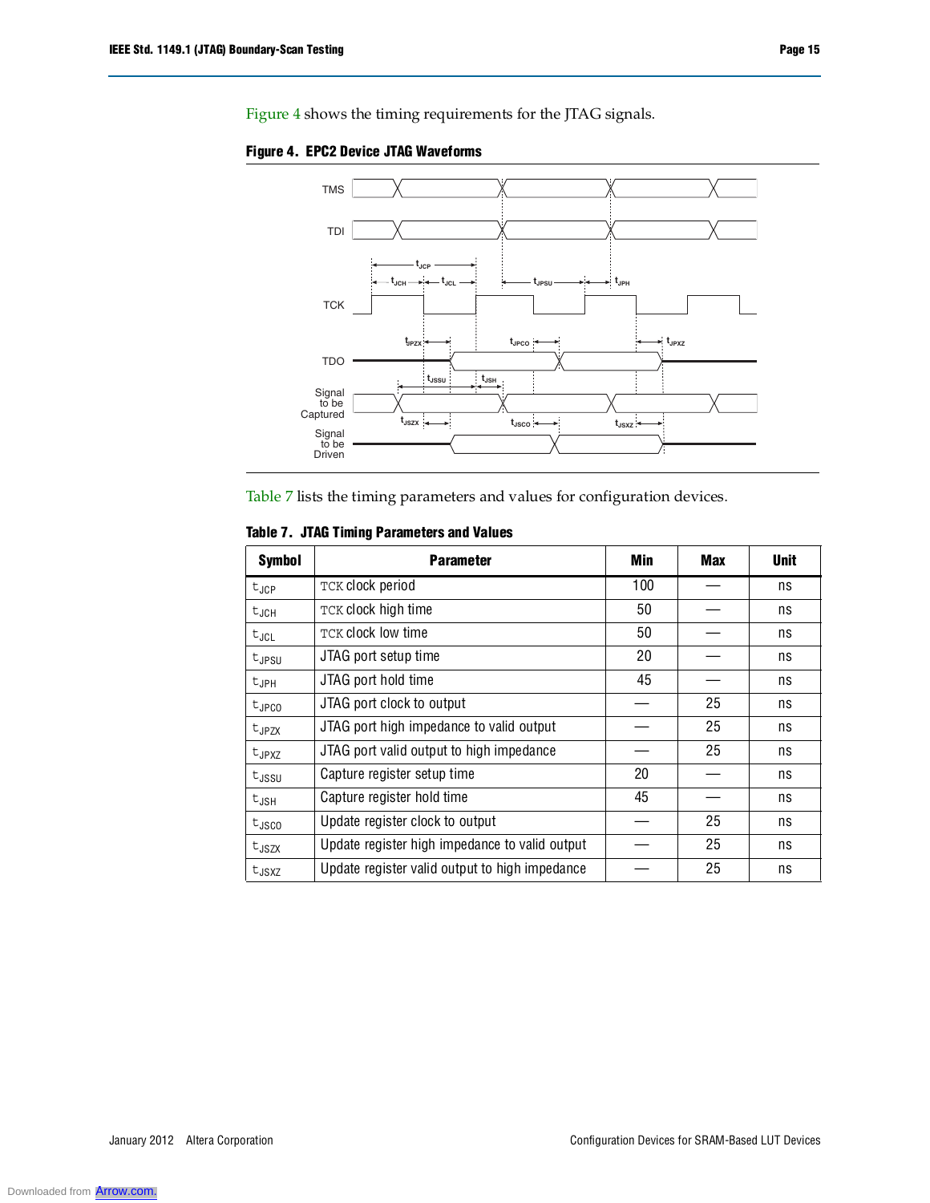Figure 4 shows the timing requirements for the JTAG signals.

**Figure 4. EPC2 Device JTAG Waveforms**

Table 7 lists the timing parameters and values for configuration devices.

**Table 7. JTAG Timing Parameters and Values**

| Symbol | Parameter | Min | Max | Unit |
|---|---|---|---|---|
| $t_{JCP}$ | TCK clock period | 100 | — | ns |
| $t_{JCH}$ | TCK clock high time | 50 | — | ns |
| $t_{JCL}$ | TCK clock low time | 50 | — | ns |
| $t_{JPSU}$ | JTAG port setup time | 20 | — | ns |
| $t_{JPH}$ | JTAG port hold time | 45 | — | ns |
| $t_{JPCO}$ | JTAG port clock to output | — | 25 | ns |
| $t_{JPZX}$ | JTAG port high impedance to valid output | — | 25 | ns |
| $t_{JPXZ}$ | JTAG port valid output to high impedance | — | 25 | ns |
| $t_{JSSU}$ | Capture register setup time | 20 | — | ns |
| $t_{JSH}$ | Capture register hold time | 45 | — | ns |
| $t_{JSCO}$ | Update register clock to output | — | 25 | ns |
| $t_{JSZX}$ | Update register high impedance to valid output | — | 25 | ns |
| $t_{JSXZ}$ | Update register valid output to high impedance | — | 25 | ns |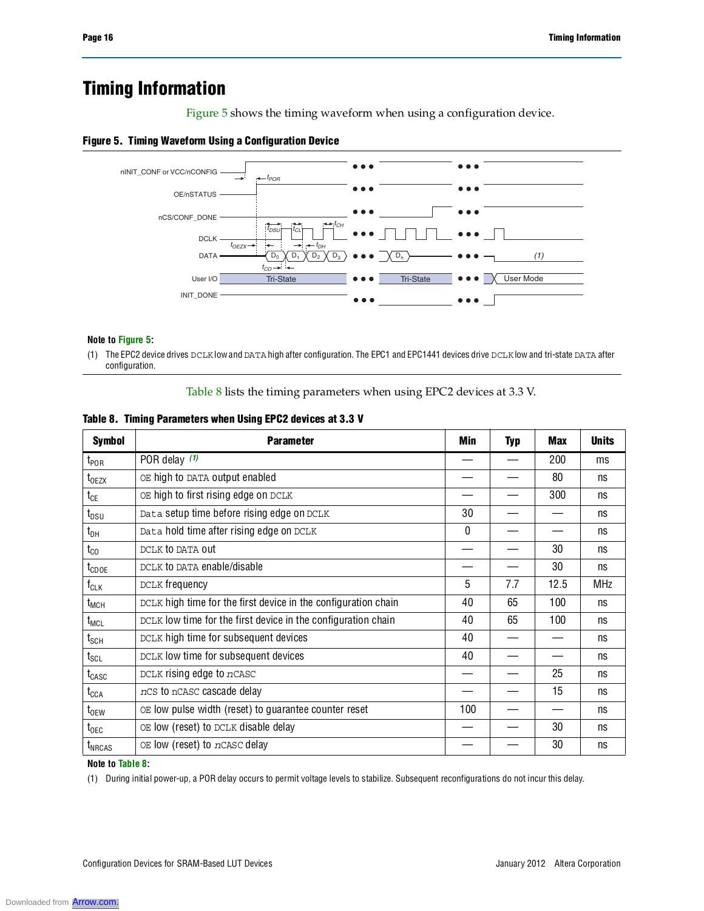# Timing Information

Figure 5 shows the timing waveform when using a configuration device.

**Figure 5. Timing Waveform Using a Configuration Device**

**Note to Figure 5:**

(1) The EPC2 device drives DCLK low and DATA high after configuration. The EPC1 and EPC1441 devices drive DCLK low and tri-state DATA after configuration.

Table 8 lists the timing parameters when using EPC2 devices at 3.3 V.

**Table 8. Timing Parameters when Using EPC2 devices at 3.3 V**

| Symbol | Parameter | Min | Typ | Max | Units |
|---|---|---|---|---|---|
| $t_{POR}$ | POR delay (1) | — | — | 200 | ms |
| $t_{OEZX}$ | OE high to DATA output enabled | — | — | 80 | ns |
| $t_{CE}$ | OE high to first rising edge on DCLK | — | — | 300 | ns |
| $t_{DSU}$ | Data setup time before rising edge on DCLK | 30 | — | — | ns |
| $t_{DH}$ | Data hold time after rising edge on DCLK | 0 | — | — | ns |
| $t_{CO}$ | DCLK to DATA out | — | — | 30 | ns |
| $t_{CDOE}$ | DCLK to DATA enable/disable | — | — | 30 | ns |
| $f_{CLK}$ | DCLK frequency | 5 | 7.7 | 12.5 | MHz |
| $t_{MCH}$ | DCLK high time for the first device in the configuration chain | 40 | 65 | 100 | ns |
| $t_{MCL}$ | DCLK low time for the first device in the configuration chain | 40 | 65 | 100 | ns |
| $t_{SCH}$ | DCLK high time for subsequent devices | 40 | — | — | ns |
| $t_{SCL}$ | DCLK low time for subsequent devices | 40 | — | — | ns |
| $t_{CASC}$ | DCLK rising edge to nCASC | — | — | 25 | ns |
| $t_{CCA}$ | nCS to nCASC cascade delay | — | — | 15 | ns |
| $t_{OEW}$ | OE low pulse width (reset) to guarantee counter reset | 100 | — | — | ns |
| $t_{OEC}$ | OE low (reset) to DCLK disable delay | — | — | 30 | ns |
| $t_{NRCAS}$ | OE low (reset) to nCASC delay | — | — | 30 | ns |

**Note to Table 8:**

(1) During initial power-up, a POR delay occurs to permit voltage levels to stabilize. Subsequent reconfigurations do not incur this delay.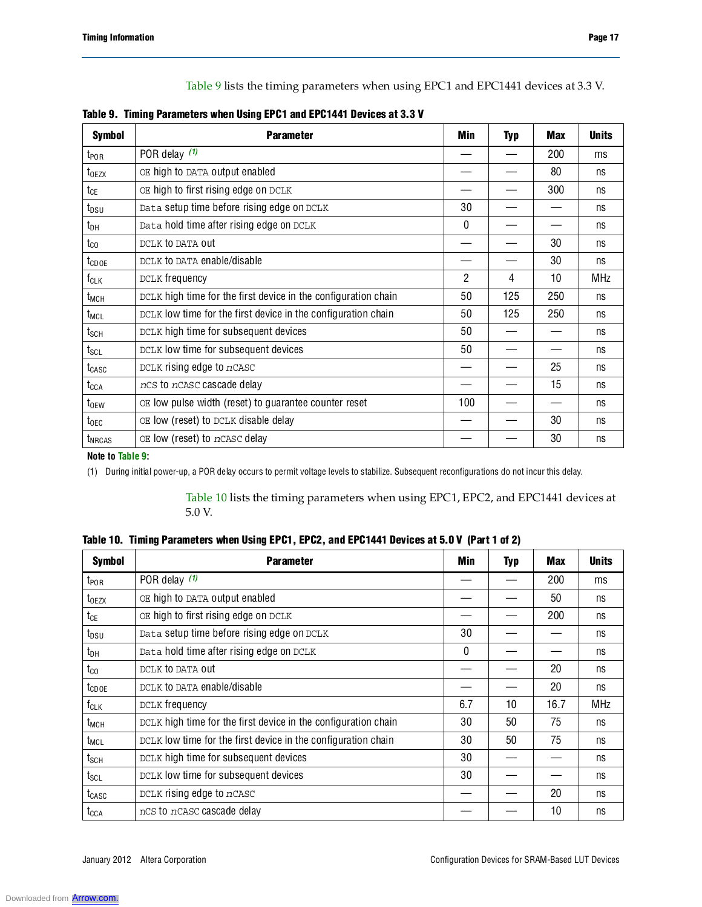Table 9 lists the timing parameters when using EPC1 and EPC1441 devices at 3.3 V.

**Table 9. Timing Parameters when Using EPC1 and EPC1441 Devices at 3.3 V**

| Symbol | Parameter | Min | Typ | Max | Units |
|---|---|---|---|---|---|
| $t_{POR}$ | POR delay (1) | — | — | 200 | ms |
| $t_{OEZX}$ | OE high to DATA output enabled | — | — | 80 | ns |
| $t_{CE}$ | OE high to first rising edge on DCLK | — | — | 300 | ns |
| $t_{DSU}$ | Data setup time before rising edge on DCLK | 30 | — | — | ns |
| $t_{DH}$ | Data hold time after rising edge on DCLK | 0 | — | — | ns |
| $t_{CO}$ | DCLK to DATA out | — | — | 30 | ns |
| $t_{CDOE}$ | DCLK to DATA enable/disable | — | — | 30 | ns |
| $f_{CLK}$ | DCLK frequency | 2 | 4 | 10 | MHz |
| $t_{MCH}$ | DCLK high time for the first device in the configuration chain | 50 | 125 | 250 | ns |
| $t_{MCL}$ | DCLK low time for the first device in the configuration chain | 50 | 125 | 250 | ns |
| $t_{SCH}$ | DCLK high time for subsequent devices | 50 | — | — | ns |
| $t_{SCL}$ | DCLK low time for subsequent devices | 50 | — | — | ns |
| $t_{CASC}$ | DCLK rising edge to nCASC | — | — | 25 | ns |
| $t_{CCA}$ | nCS to nCASC cascade delay | — | — | 15 | ns |
| $t_{OEW}$ | OE low pulse width (reset) to guarantee counter reset | 100 | — | — | ns |
| $t_{OEC}$ | OE low (reset) to DCLK disable delay | — | — | 30 | ns |
| $t_{NRCAS}$ | OE low (reset) to nCASC delay | — | — | 30 | ns |

**Note to Table 9:**

(1) During initial power-up, a POR delay occurs to permit voltage levels to stabilize. Subsequent reconfigurations do not incur this delay.

Table 10 lists the timing parameters when using EPC1, EPC2, and EPC1441 devices at 5.0 V.

**Table 10. Timing Parameters when Using EPC1, EPC2, and EPC1441 Devices at 5.0 V (Part 1 of 2)**

| Symbol | Parameter | Min | Typ | Max | Units |
|---|---|---|---|---|---|
| $t_{POR}$ | POR delay (1) | — | — | 200 | ms |
| $t_{OEZX}$ | OE high to DATA output enabled | — | — | 50 | ns |
| $t_{CE}$ | OE high to first rising edge on DCLK | — | — | 200 | ns |
| $t_{DSU}$ | Data setup time before rising edge on DCLK | 30 | — | — | ns |
| $t_{DH}$ | Data hold time after rising edge on DCLK | 0 | — | — | ns |
| $t_{CO}$ | DCLK to DATA out | — | — | 20 | ns |
| $t_{CDOE}$ | DCLK to DATA enable/disable | — | — | 20 | ns |
| $f_{CLK}$ | DCLK frequency | 6.7 | 10 | 16.7 | MHz |
| $t_{MCH}$ | DCLK high time for the first device in the configuration chain | 30 | 50 | 75 | ns |
| $t_{MCL}$ | DCLK low time for the first device in the configuration chain | 30 | 50 | 75 | ns |
| $t_{SCH}$ | DCLK high time for subsequent devices | 30 | — | — | ns |
| $t_{SCL}$ | DCLK low time for subsequent devices | 30 | — | — | ns |
| $t_{CASC}$ | DCLK rising edge to nCASC | — | — | 20 | ns |
| $t_{CCA}$ | nCS to nCASC cascade delay | — | — | 10 | ns |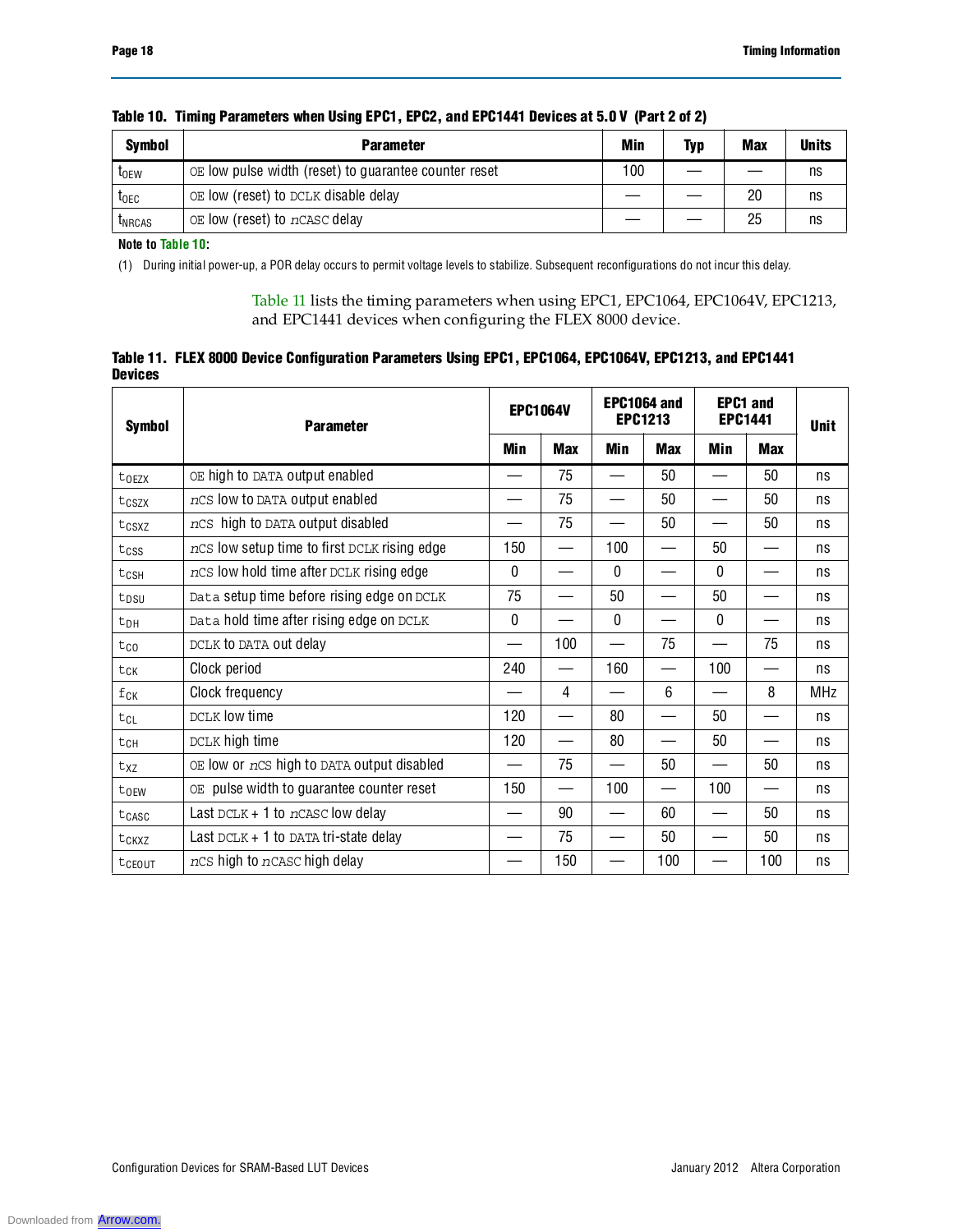**Table 10. Timing Parameters when Using EPC1, EPC2, and EPC1441 Devices at 5.0 V (Part 2 of 2)**

| Symbol | Parameter | Min | Typ | Max | Units |
|---|---|---|---|---|---|
| $t_{OEW}$ | OE low pulse width (reset) to guarantee counter reset | 100 | — | — | ns |
| $t_{OEC}$ | OE low (reset) to DCLK disable delay | — | — | 20 | ns |
| $t_{NRCAS}$ | OE low (reset) to nCASC delay | — | — | 25 | ns |

**Note to Table 10:**

(1) During initial power-up, a POR delay occurs to permit voltage levels to stabilize. Subsequent reconfigurations do not incur this delay.

Table 11 lists the timing parameters when using EPC1, EPC1064, EPC1064V, EPC1213, and EPC1441 devices when configuring the FLEX 8000 device.

**Table 11. FLEX 8000 Device Configuration Parameters Using EPC1, EPC1064, EPC1064V, EPC1213, and EPC1441 Devices**

| Symbol | Parameter | EPC1064V | | EPC1064 and EPC1213 | | EPC1 and EPC1441 | | Unit |
|---|---|---|---|---|---|---|---|---|
| | | Min | Max | Min | Max | Min | Max | |
| $t_{OEZX}$ | OE high to DATA output enabled | — | 75 | — | 50 | — | 50 | ns |
| $t_{CSZX}$ | nCS low to DATA output enabled | — | 75 | — | 50 | — | 50 | ns |
| $t_{CSXZ}$ | nCS high to DATA output disabled | — | 75 | — | 50 | — | 50 | ns |
| $t_{CSS}$ | nCS low setup time to first DCLK rising edge | 150 | — | 100 | — | 50 | — | ns |
| $t_{CSH}$ | nCS low hold time after DCLK rising edge | 0 | — | 0 | — | 0 | — | ns |
| $t_{DSU}$ | Data setup time before rising edge on DCLK | 75 | — | 50 | — | 50 | — | ns |
| $t_{DH}$ | Data hold time after rising edge on DCLK | 0 | — | 0 | — | 0 | — | ns |
| $t_{CO}$ | DCLK to DATA out delay | — | 100 | — | 75 | — | 75 | ns |
| $t_{CK}$ | Clock period | 240 | — | 160 | — | 100 | — | ns |
| $f_{CK}$ | Clock frequency | — | 4 | — | 6 | — | 8 | MHz |
| $t_{CL}$ | DCLK low time | 120 | — | 80 | — | 50 | — | ns |
| $t_{CH}$ | DCLK high time | 120 | — | 80 | — | 50 | — | ns |
| $t_{XZ}$ | OE low or nCS high to DATA output disabled | — | 75 | — | 50 | — | 50 | ns |
| $t_{OEW}$ | OE pulse width to guarantee counter reset | 150 | — | 100 | — | 100 | — | ns |
| $t_{CASC}$ | Last DCLK + 1 to nCASC low delay | — | 90 | — | 60 | — | 50 | ns |
| $t_{CKXZ}$ | Last DCLK + 1 to DATA tri-state delay | — | 75 | — | 50 | — | 50 | ns |
| $t_{CEOUT}$ | nCS high to nCASC high delay | — | 150 | — | 100 | — | 100 | ns |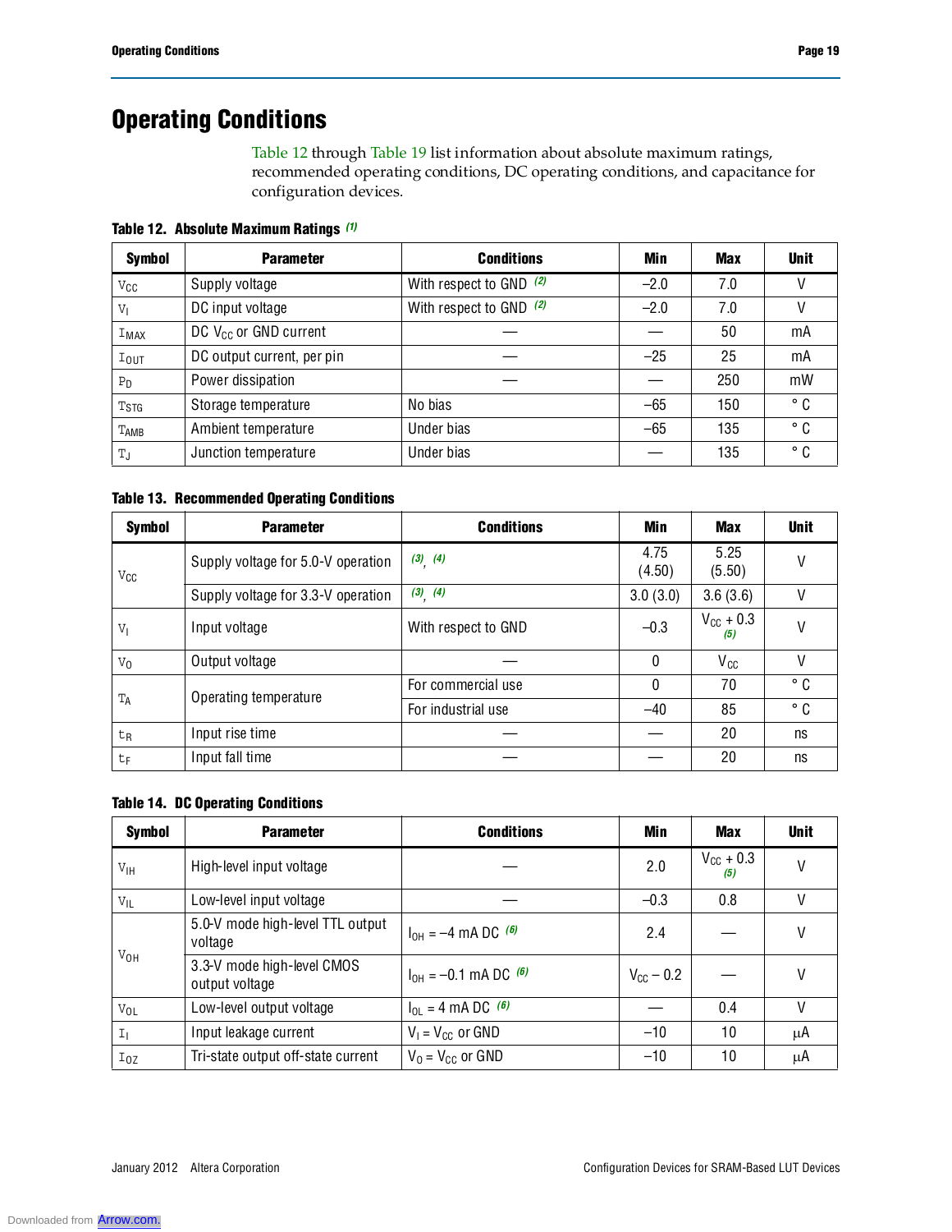# Operating Conditions

Table 12 through Table 19 list information about absolute maximum ratings, recommended operating conditions, DC operating conditions, and capacitance for configuration devices.

**Table 12. Absolute Maximum Ratings (1)**

| Symbol | Parameter | Conditions | Min | Max | Unit |
|---|---|---|---|---|---|
| $V_{CC}$ | Supply voltage | With respect to GND (2) | –2.0 | 7.0 | V |
| $V_I$ | DC input voltage | With respect to GND (2) | –2.0 | 7.0 | V |
| $I_{MAX}$ | DC $V_{CC}$ or GND current | — | — | 50 | mA |
| $I_{OUT}$ | DC output current, per pin | — | –25 | 25 | mA |
| $P_D$ | Power dissipation | — | — | 250 | mW |
| $T_{STG}$ | Storage temperature | No bias | –65 | 150 | ° C |
| $T_{AMB}$ | Ambient temperature | Under bias | –65 | 135 | ° C |
| $T_J$ | Junction temperature | Under bias | — | 135 | ° C |

**Table 13. Recommended Operating Conditions**

| Symbol | Parameter | Conditions | Min | Max | Unit |
|---|---|---|---|---|---|
| $V_{CC}$ | Supply voltage for 5.0-V operation | (3), (4) | 4.75 (4.50) | 5.25 (5.50) | V |
| | Supply voltage for 3.3-V operation | (3), (4) | 3.0 (3.0) | 3.6 (3.6) | V |
| $V_I$ | Input voltage | With respect to GND | –0.3 | $V_{CC}$ + 0.3 (5) | V |
| $V_O$ | Output voltage | — | 0 | $V_{CC}$ | V |
| $T_A$ | Operating temperature | For commercial use | 0 | 70 | ° C |
| | | For industrial use | –40 | 85 | ° C |
| $t_R$ | Input rise time | — | — | 20 | ns |
| $t_F$ | Input fall time | — | — | 20 | ns |

**Table 14. DC Operating Conditions**

| Symbol | Parameter | Conditions | Min | Max | Unit |
|---|---|---|---|---|---|
| $V_{IH}$ | High-level input voltage | — | 2.0 | $V_{CC}$ + 0.3 (5) | V |
| $V_{IL}$ | Low-level input voltage | — | –0.3 | 0.8 | V |
| $V_{OH}$ | 5.0-V mode high-level TTL output voltage | $I_{OH}$ = –4 mA DC (6) | 2.4 | — | V |
| | 3.3-V mode high-level CMOS output voltage | $I_{OH}$ = –0.1 mA DC (6) | $V_{CC}$ – 0.2 | — | V |
| $V_{OL}$ | Low-level output voltage | $I_{OL}$ = 4 mA DC (6) | — | 0.4 | V |
| $I_I$ | Input leakage current | $V_I$ = $V_{CC}$ or GND | –10 | 10 | μA |
| $I_{OZ}$ | Tri-state output off-state current | $V_O$ = $V_{CC}$ or GND | –10 | 10 | μA |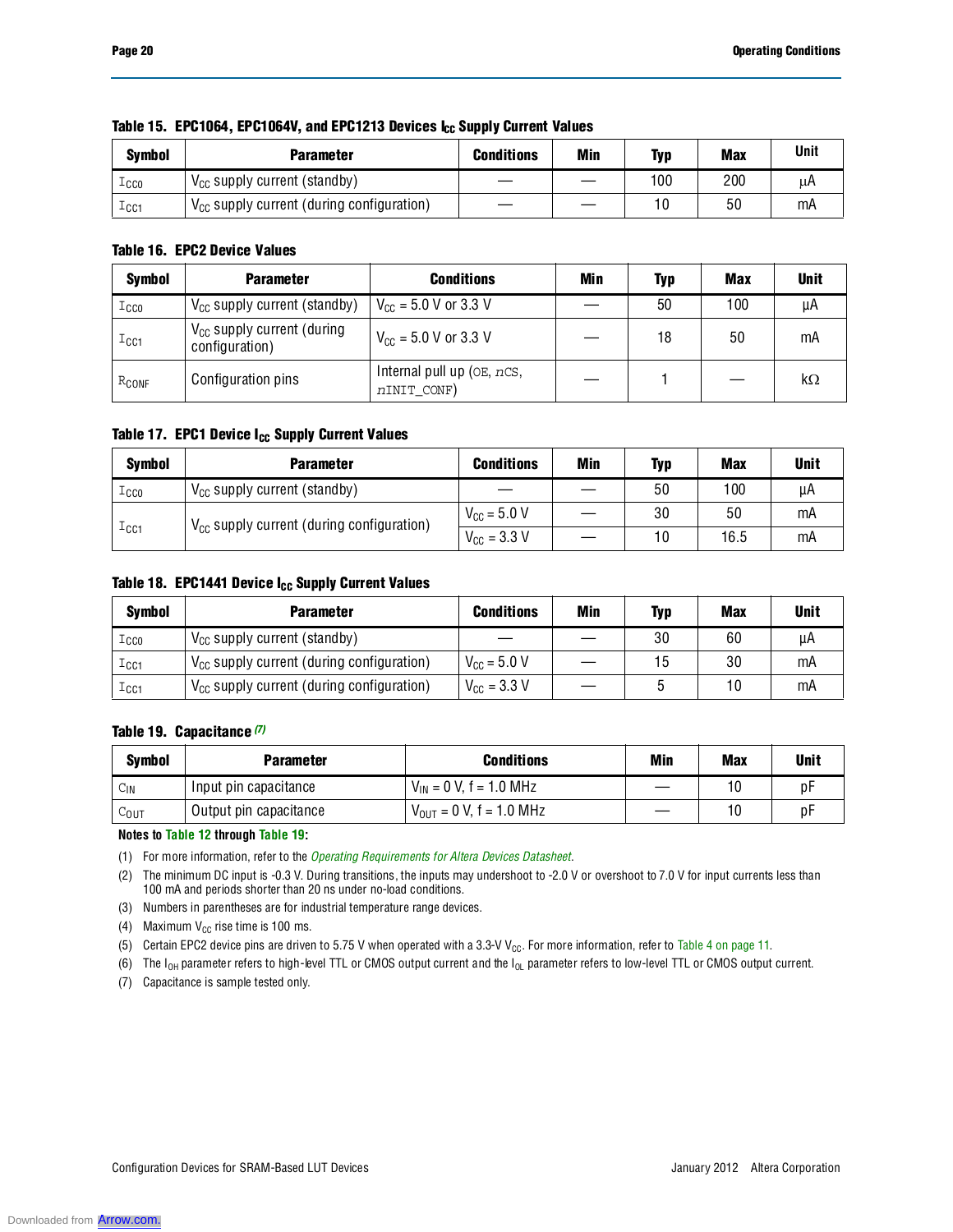**Table 15. EPC1064, EPC1064V, and EPC1213 Devices $I_{CC}$ Supply Current Values**

| Symbol | Parameter | Conditions | Min | Typ | Max | Unit |
|---|---|---|---|---|---|---|
| $I_{CC0}$ | $V_{CC}$ supply current (standby) | — | — | 100 | 200 | μA |
| $I_{CC1}$ | $V_{CC}$ supply current (during configuration) | — | — | 10 | 50 | mA |

**Table 16. EPC2 Device Values**

| Symbol | Parameter | Conditions | Min | Typ | Max | Unit |
|---|---|---|---|---|---|---|
| $I_{CC0}$ | $V_{CC}$ supply current (standby) | $V_{CC}$ = 5.0 V or 3.3 V | — | 50 | 100 | μA |
| $I_{CC1}$ | $V_{CC}$ supply current (during configuration) | $V_{CC}$ = 5.0 V or 3.3 V | — | 18 | 50 | mA |
| $R_{CONF}$ | Configuration pins | Internal pull up (OE, nCS, nINIT_CONF) | — | 1 | — | kΩ |

**Table 17. EPC1 Device $I_{CC}$ Supply Current Values**

| Symbol | Parameter | Conditions | Min | Typ | Max | Unit |
|---|---|---|---|---|---|---|
| $I_{CC0}$ | $V_{CC}$ supply current (standby) | — | — | 50 | 100 | μA |
| $I_{CC1}$ | $V_{CC}$ supply current (during configuration) | $V_{CC}$ = 5.0 V | — | 30 | 50 | mA |
| | | $V_{CC}$ = 3.3 V | — | 10 | 16.5 | mA |

**Table 18. EPC1441 Device $I_{CC}$ Supply Current Values**

| Symbol | Parameter | Conditions | Min | Typ | Max | Unit |
|---|---|---|---|---|---|---|
| $I_{CC0}$ | $V_{CC}$ supply current (standby) | — | — | 30 | 60 | μA |
| $I_{CC1}$ | $V_{CC}$ supply current (during configuration) | $V_{CC}$ = 5.0 V | — | 15 | 30 | mA |
| $I_{CC1}$ | $V_{CC}$ supply current (during configuration) | $V_{CC}$ = 3.3 V | — | 5 | 10 | mA |

**Table 19. Capacitance** *(7)*

| Symbol | Parameter | Conditions | Min | Max | Unit |
|---|---|---|---|---|---|
| $C_{IN}$ | Input pin capacitance | $V_{IN}$ = 0 V, f = 1.0 MHz | — | 10 | pF |
| $C_{OUT}$ | Output pin capacitance | $V_{OUT}$ = 0 V, f = 1.0 MHz | — | 10 | pF |

**Notes to Table 12 through Table 19:**

(1) For more information, refer to the *Operating Requirements for Altera Devices Datasheet*.

(2) The minimum DC input is -0.3 V. During transitions, the inputs may undershoot to -2.0 V or overshoot to 7.0 V for input currents less than 100 mA and periods shorter than 20 ns under no-load conditions.

(3) Numbers in parentheses are for industrial temperature range devices.

(4) Maximum $V_{CC}$ rise time is 100 ms.

(5) Certain EPC2 device pins are driven to 5.75 V when operated with a 3.3-V $V_{CC}$. For more information, refer to Table 4 on page 11.

(6) The $I_{OH}$ parameter refers to high-level TTL or CMOS output current and the $I_{OL}$ parameter refers to low-level TTL or CMOS output current.

(7) Capacitance is sample tested only.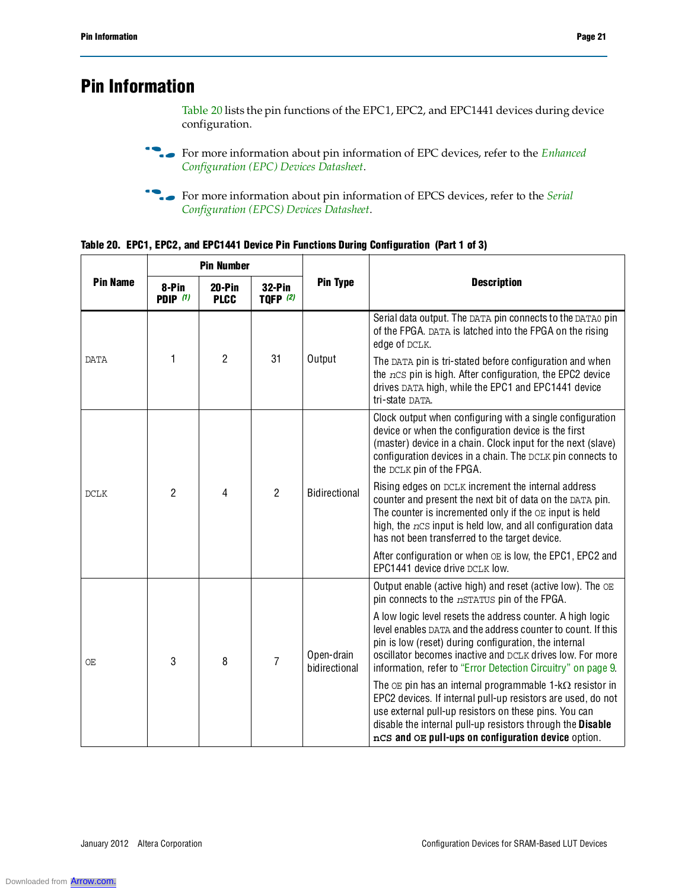# Pin Information

Table 20 lists the pin functions of the EPC1, EPC2, and EPC1441 devices during device configuration.

For more information about pin information of EPC devices, refer to the *Enhanced Configuration (EPC) Devices Datasheet*.

For more information about pin information of EPCS devices, refer to the *Serial Configuration (EPCS) Devices Datasheet*.

**Table 20. EPC1, EPC2, and EPC1441 Device Pin Functions During Configuration (Part 1 of 3)**

| Pin Name | Pin Number | | | Pin Type | Description |
|---|---|---|---|---|---|
| | 8-Pin PDIP (1) | 20-Pin PLCC | 32-Pin TQFP (2) | | |
| DATA | 1 | 2 | 31 | Output | Serial data output. The DATA pin connects to the DATA0 pin of the FPGA. DATA is latched into the FPGA on the rising edge of DCLK. The DATA pin is tri-stated before configuration and when the nCS pin is high. After configuration, the EPC2 device drives DATA high, while the EPC1 and EPC1441 device tri-state DATA. |
| DCLK | 2 | 4 | 2 | Bidirectional | Clock output when configuring with a single configuration device or when the configuration device is the first (master) device in a chain. Clock input for the next (slave) configuration devices in a chain. The DCLK pin connects to the DCLK pin of the FPGA. Rising edges on DCLK increment the internal address counter and present the next bit of data on the DATA pin. The counter is incremented only if the OE input is held high, the nCS input is held low, and all configuration data has not been transferred to the target device. After configuration or when OE is low, the EPC1, EPC2 and EPC1441 device drive DCLK low. |
| OE | 3 | 8 | 7 | Open-drain bidirectional | Output enable (active high) and reset (active low). The OE pin connects to the nSTATUS pin of the FPGA. A low logic level resets the address counter. A high logic level enables DATA and the address counter to count. If this pin is low (reset) during configuration, the internal oscillator becomes inactive and DCLK drives low. For more information, refer to "Error Detection Circuitry" on page 9. The OE pin has an internal programmable 1-kΩ resistor in EPC2 devices. If internal pull-up resistors are used, do not use external pull-up resistors on these pins. You can disable the internal pull-up resistors through the **Disable nCS and OE pull-ups on configuration device** option. |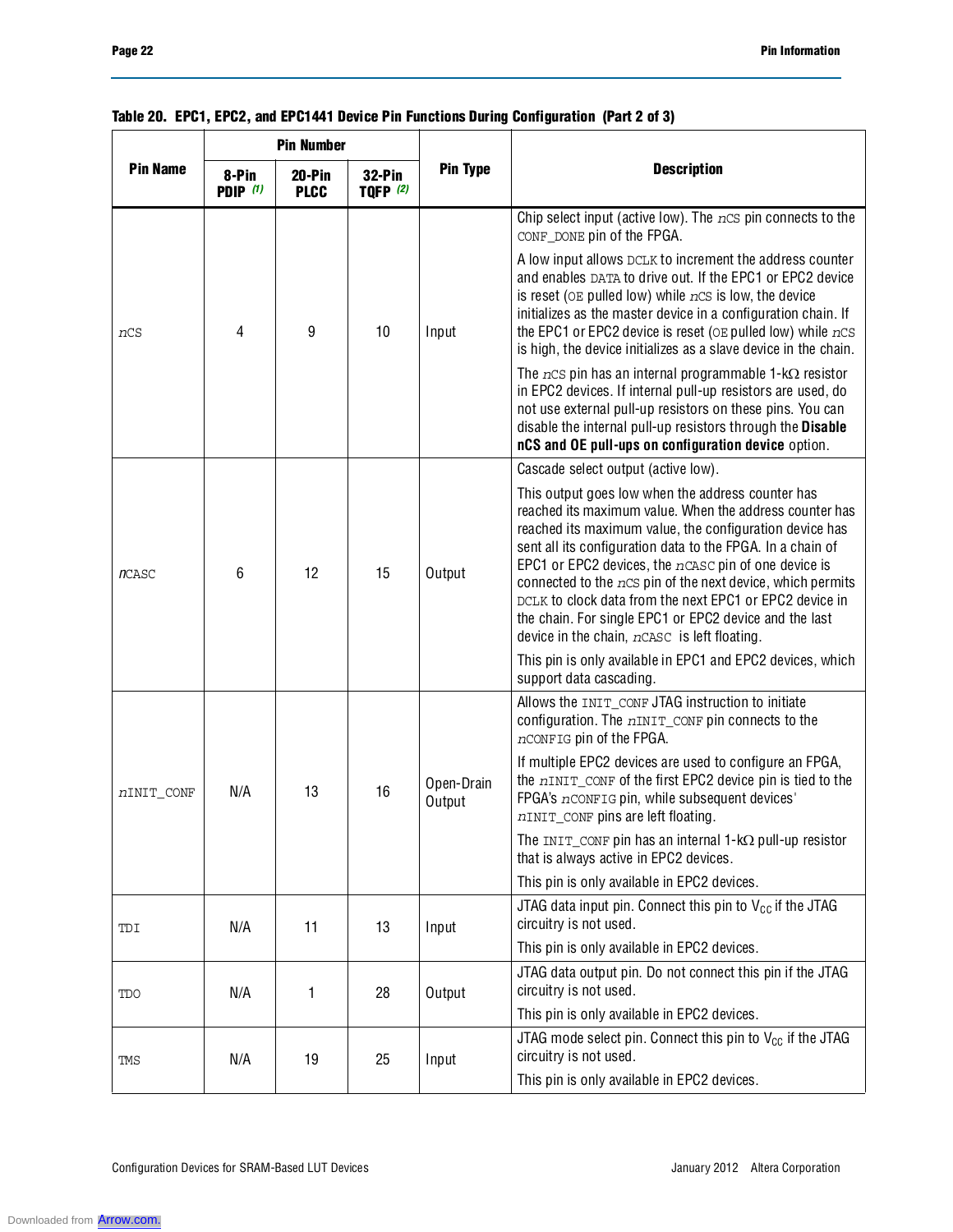**Table 20. EPC1, EPC2, and EPC1441 Device Pin Functions During Configuration (Part 2 of 3)**

| Pin Name | Pin Number | | | Pin Type | Description |
|---|---|---|---|---|---|
| | 8-Pin PDIP (1) | 20-Pin PLCC | 32-Pin TQFP (2) | | |
| *n*CS | 4 | 9 | 10 | Input | Chip select input (active low). The *n*CS pin connects to the CONF_DONE pin of the FPGA.<br><br>A low input allows DCLK to increment the address counter and enables DATA to drive out. If the EPC1 or EPC2 device is reset (OE pulled low) while *n*CS is low, the device initializes as the master device in a configuration chain. If the EPC1 or EPC2 device is reset (OE pulled low) while *n*CS is high, the device initializes as a slave device in the chain.<br><br>The *n*CS pin has an internal programmable 1-kΩ resistor in EPC2 devices. If internal pull-up resistors are used, do not use external pull-up resistors on these pins. You can disable the internal pull-up resistors through the **Disable nCS and OE pull-ups on configuration device** option. |
| *n*CASC | 6 | 12 | 15 | Output | Cascade select output (active low).<br><br>This output goes low when the address counter has reached its maximum value. When the address counter has reached its maximum value, the configuration device has sent all its configuration data to the FPGA. In a chain of EPC1 or EPC2 devices, the *n*CASC pin of one device is connected to the *n*CS pin of the next device, which permits DCLK to clock data from the next EPC1 or EPC2 device in the chain. For single EPC1 or EPC2 device and the last device in the chain, *n*CASC is left floating.<br><br>This pin is only available in EPC1 and EPC2 devices, which support data cascading. |
| *n*INIT_CONF | N/A | 13 | 16 | Open-Drain Output | Allows the INIT_CONF JTAG instruction to initiate configuration. The *n*INIT_CONF pin connects to the *n*CONFIG pin of the FPGA.<br><br>If multiple EPC2 devices are used to configure an FPGA, the *n*INIT_CONF of the first EPC2 device pin is tied to the FPGA's *n*CONFIG pin, while subsequent devices' *n*INIT_CONF pins are left floating.<br><br>The INIT_CONF pin has an internal 1-kΩ pull-up resistor that is always active in EPC2 devices.<br><br>This pin is only available in EPC2 devices. |
| TDI | N/A | 11 | 13 | Input | JTAG data input pin. Connect this pin to $V_{CC}$ if the JTAG circuitry is not used.<br><br>This pin is only available in EPC2 devices. |
| TDO | N/A | 1 | 28 | Output | JTAG data output pin. Do not connect this pin if the JTAG circuitry is not used.<br><br>This pin is only available in EPC2 devices. |
| TMS | N/A | 19 | 25 | Input | JTAG mode select pin. Connect this pin to $V_{CC}$ if the JTAG circuitry is not used.<br><br>This pin is only available in EPC2 devices. |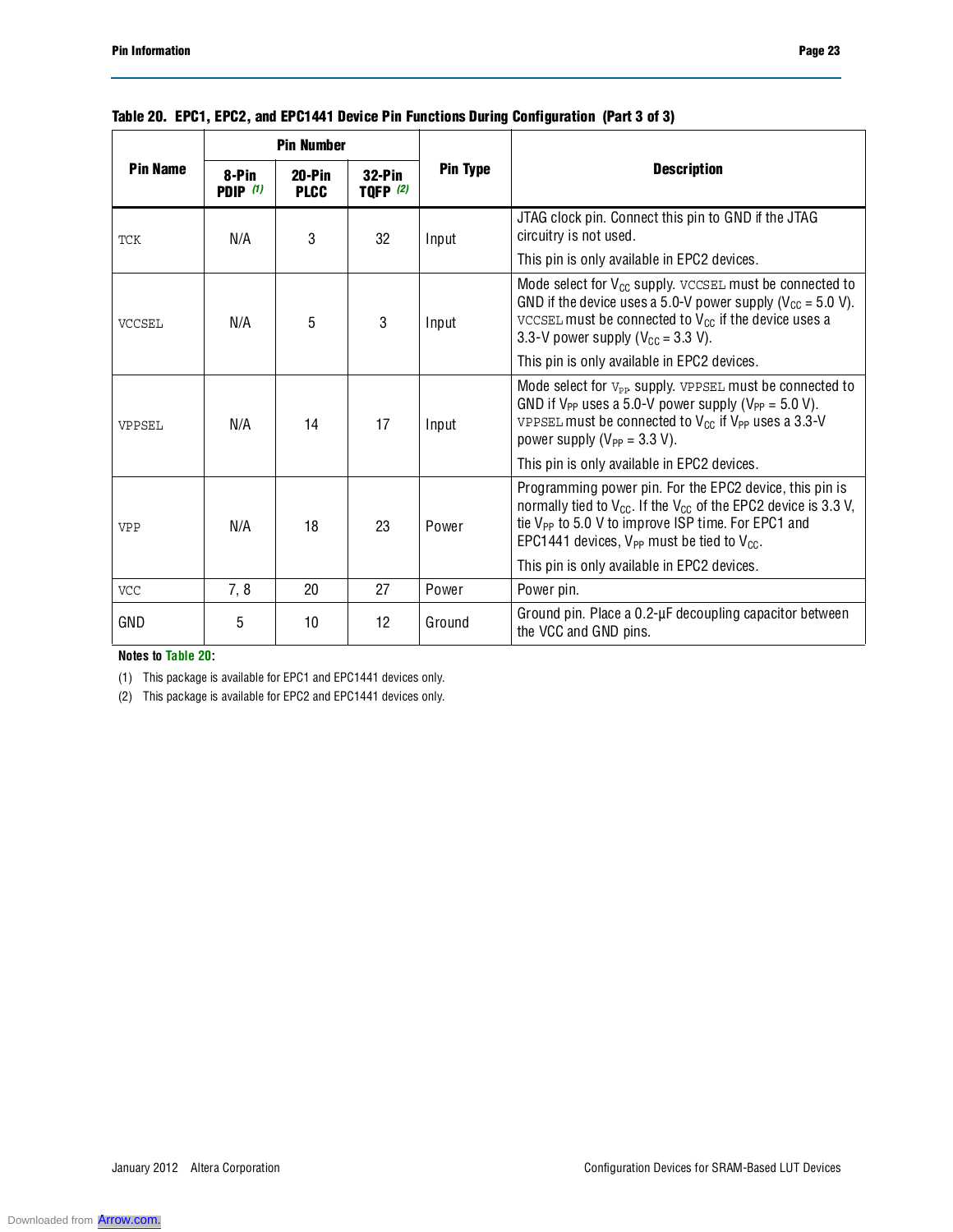**Table 20. EPC1, EPC2, and EPC1441 Device Pin Functions During Configuration (Part 3 of 3)**

| Pin Name | Pin Number | | | Pin Type | Description |
|---|---|---|---|---|---|
| | 8-Pin PDIP (1) | 20-Pin PLCC | 32-Pin TQFP (2) | | |
| TCK | N/A | 3 | 32 | Input | JTAG clock pin. Connect this pin to GND if the JTAG circuitry is not used. This pin is only available in EPC2 devices. |
| VCCSEL | N/A | 5 | 3 | Input | Mode select for $V_{CC}$ supply. VCCSEL must be connected to GND if the device uses a 5.0-V power supply ($V_{CC}$ = 5.0 V). VCCSEL must be connected to $V_{CC}$ if the device uses a 3.3-V power supply ($V_{CC}$ = 3.3 V). This pin is only available in EPC2 devices. |
| VPPSEL | N/A | 14 | 17 | Input | Mode select for $V_{PP}$ supply. VPPSEL must be connected to GND if $V_{PP}$ uses a 5.0-V power supply ($V_{PP}$ = 5.0 V). VPPSEL must be connected to $V_{CC}$ if $V_{PP}$ uses a 3.3-V power supply ($V_{PP}$ = 3.3 V). This pin is only available in EPC2 devices. |
| VPP | N/A | 18 | 23 | Power | Programming power pin. For the EPC2 device, this pin is normally tied to $V_{CC}$. If the $V_{CC}$ of the EPC2 device is 3.3 V, tie $V_{PP}$ to 5.0 V to improve ISP time. For EPC1 and EPC1441 devices, $V_{PP}$ must be tied to $V_{CC}$. This pin is only available in EPC2 devices. |
| VCC | 7, 8 | 20 | 27 | Power | Power pin. |
| GND | 5 | 10 | 12 | Ground | Ground pin. Place a 0.2-μF decoupling capacitor between the VCC and GND pins. |

**Notes to Table 20:**

(1) This package is available for EPC1 and EPC1441 devices only.

(2) This package is available for EPC2 and EPC1441 devices only.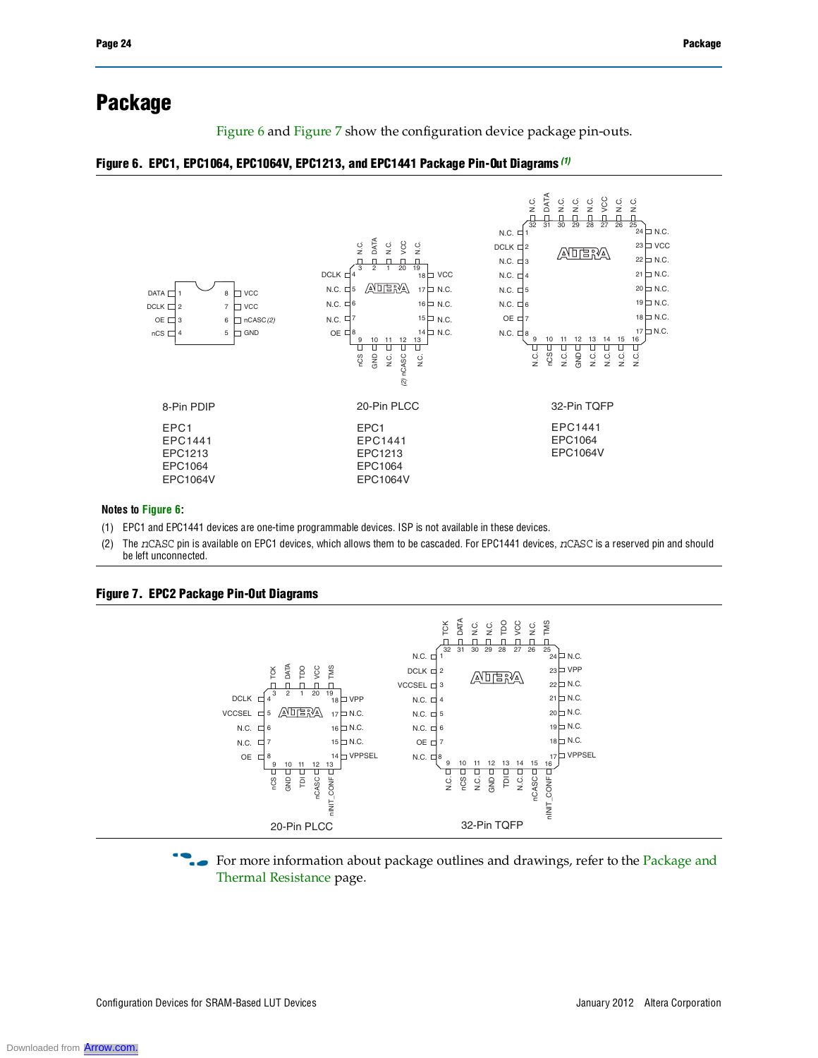# Package

Figure 6 and Figure 7 show the configuration device package pin-outs.

**Figure 6. EPC1, EPC1064, EPC1064V, EPC1213, and EPC1441 Package Pin-Out Diagrams** *(1)*

8-Pin PDIP

EPC1
EPC1441
EPC1213
EPC1064
EPC1064V

20-Pin PLCC

EPC1
EPC1441
EPC1213
EPC1064
EPC1064V

32-Pin TQFP

EPC1441
EPC1064
EPC1064V

**Notes to Figure 6:**

(1) EPC1 and EPC1441 devices are one-time programmable devices. ISP is not available in these devices.

(2) The nCASC pin is available on EPC1 devices, which allows them to be cascaded. For EPC1441 devices, nCASC is a reserved pin and should be left unconnected.

**Figure 7. EPC2 Package Pin-Out Diagrams**

20-Pin PLCC

32-Pin TQFP

For more information about package outlines and drawings, refer to the Package and Thermal Resistance page.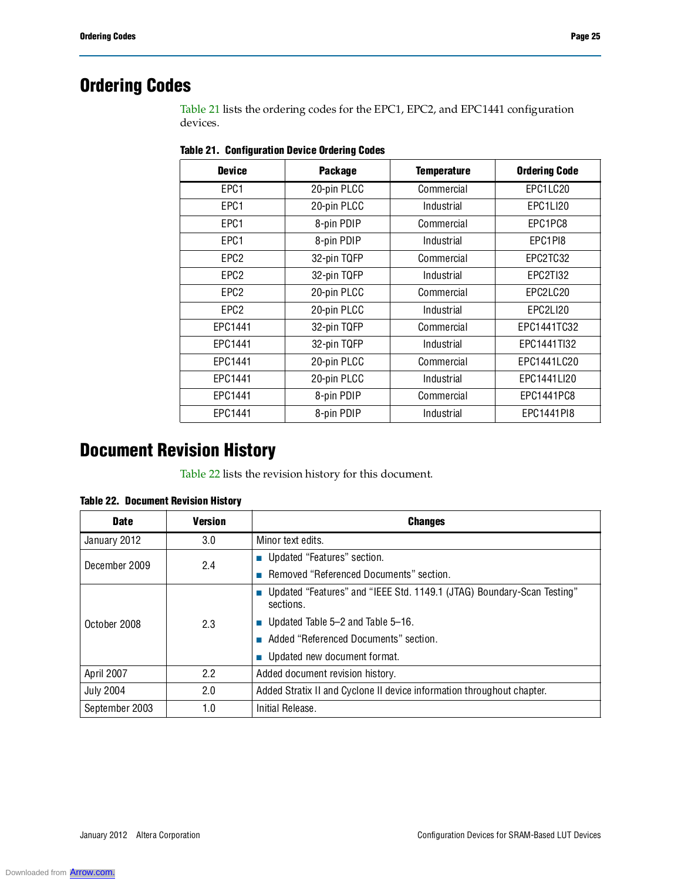# Ordering Codes

Table 21 lists the ordering codes for the EPC1, EPC2, and EPC1441 configuration devices.

**Table 21. Configuration Device Ordering Codes**

| Device | Package | Temperature | Ordering Code |
|---|---|---|---|
| EPC1 | 20-pin PLCC | Commercial | EPC1LC20 |
| EPC1 | 20-pin PLCC | Industrial | EPC1LI20 |
| EPC1 | 8-pin PDIP | Commercial | EPC1PC8 |
| EPC1 | 8-pin PDIP | Industrial | EPC1PI8 |
| EPC2 | 32-pin TQFP | Commercial | EPC2TC32 |
| EPC2 | 32-pin TQFP | Industrial | EPC2TI32 |
| EPC2 | 20-pin PLCC | Commercial | EPC2LC20 |
| EPC2 | 20-pin PLCC | Industrial | EPC2LI20 |
| EPC1441 | 32-pin TQFP | Commercial | EPC1441TC32 |
| EPC1441 | 32-pin TQFP | Industrial | EPC1441TI32 |
| EPC1441 | 20-pin PLCC | Commercial | EPC1441LC20 |
| EPC1441 | 20-pin PLCC | Industrial | EPC1441LI20 |
| EPC1441 | 8-pin PDIP | Commercial | EPC1441PC8 |
| EPC1441 | 8-pin PDIP | Industrial | EPC1441PI8 |

# Document Revision History

Table 22 lists the revision history for this document.

**Table 22. Document Revision History**

| Date | Version | Changes |
|---|---|---|
| January 2012 | 3.0 | Minor text edits. |
| December 2009 | 2.4 | ■ Updated “Features” section.<br>■ Removed “Referenced Documents” section. |
| October 2008 | 2.3 | ■ Updated “Features” and “IEEE Std. 1149.1 (JTAG) Boundary-Scan Testing” sections.<br>■ Updated Table 5–2 and Table 5–16.<br>■ Added “Referenced Documents” section.<br>■ Updated new document format. |
| April 2007 | 2.2 | Added document revision history. |
| July 2004 | 2.0 | Added Stratix II and Cyclone II device information throughout chapter. |
| September 2003 | 1.0 | Initial Release. |